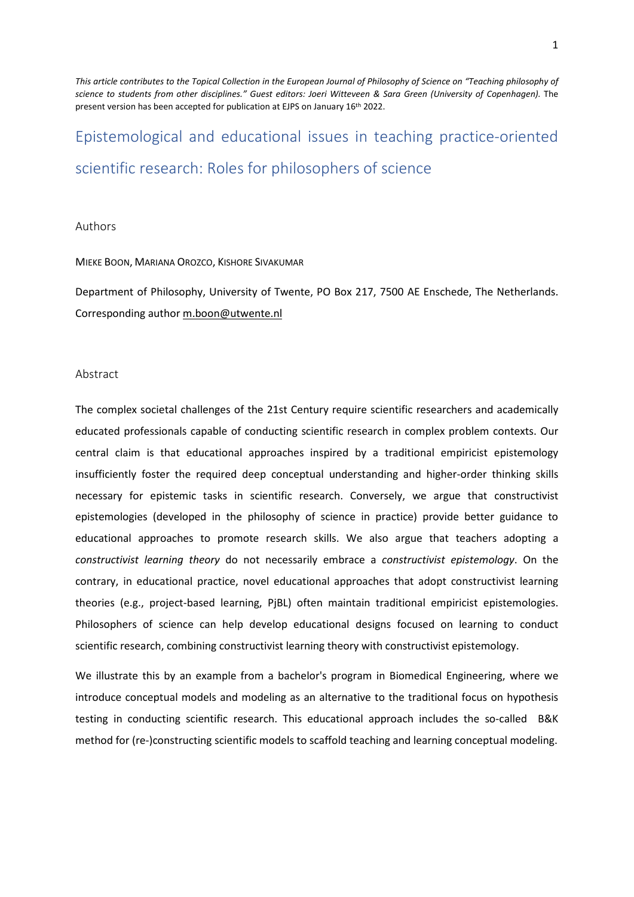*This article contributes to the Topical Collection in the European Journal of Philosophy of Science on "Teaching philosophy of science to students from other disciplines." Guest editors: Joeri Witteveen & Sara Green (University of Copenhagen).* The present version has been accepted for publication at EJPS on January 16th 2022.

# Epistemological and educational issues in teaching practice-oriented scientific research: Roles for philosophers of science

## Authors

MIEKE BOON, MARIANA OROZCO, KISHORE SIVAKUMAR

Department of Philosophy, University of Twente, PO Box 217, 7500 AE Enschede, The Netherlands. Corresponding author m.boon@utwente.nl

## Abstract

The complex societal challenges of the 21st Century require scientific researchers and academically educated professionals capable of conducting scientific research in complex problem contexts. Our central claim is that educational approaches inspired by a traditional empiricist epistemology insufficiently foster the required deep conceptual understanding and higher-order thinking skills necessary for epistemic tasks in scientific research. Conversely, we argue that constructivist epistemologies (developed in the philosophy of science in practice) provide better guidance to educational approaches to promote research skills. We also argue that teachers adopting a *constructivist learning theory* do not necessarily embrace a *constructivist epistemology*. On the contrary, in educational practice, novel educational approaches that adopt constructivist learning theories (e.g., project-based learning, PjBL) often maintain traditional empiricist epistemologies. Philosophers of science can help develop educational designs focused on learning to conduct scientific research, combining constructivist learning theory with constructivist epistemology.

We illustrate this by an example from a bachelor's program in Biomedical Engineering, where we introduce conceptual models and modeling as an alternative to the traditional focus on hypothesis testing in conducting scientific research. This educational approach includes the so-called B&K method for (re-)constructing scientific models to scaffold teaching and learning conceptual modeling.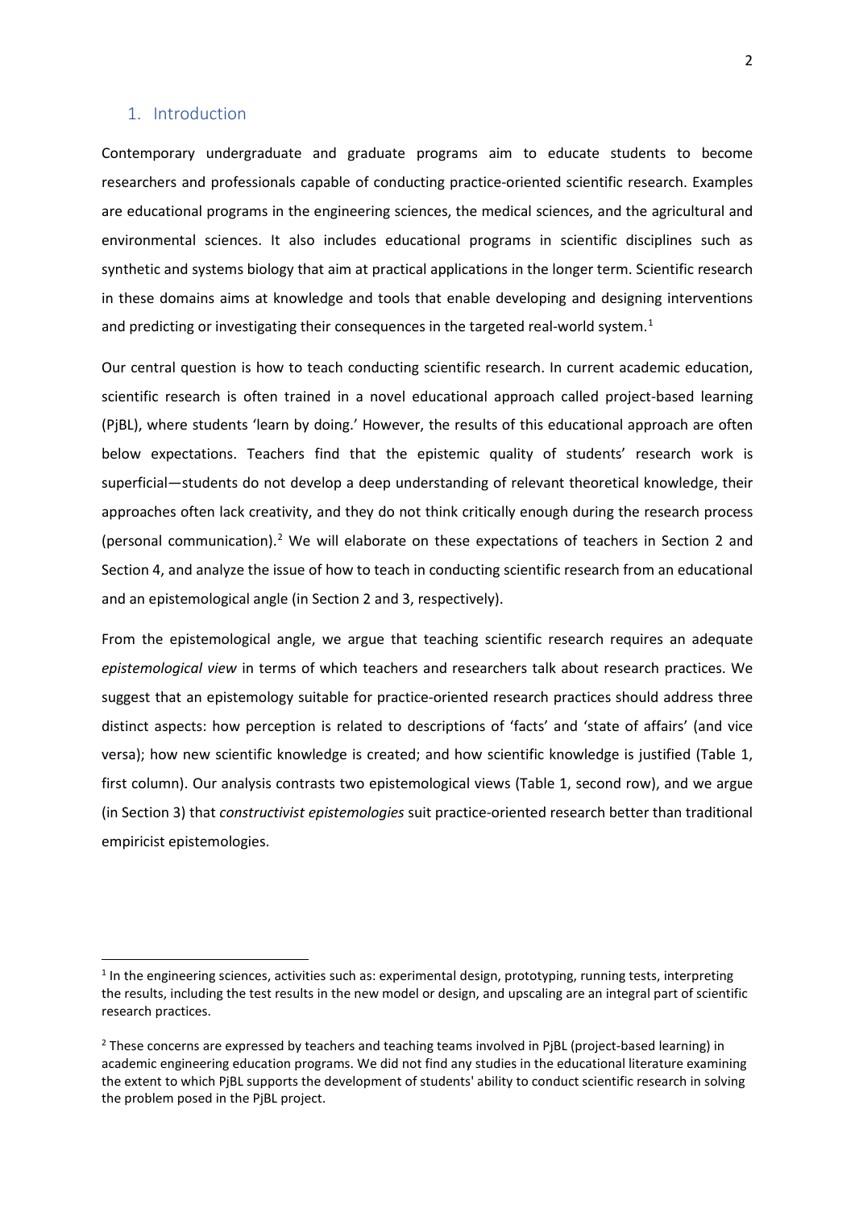## 1. Introduction

Contemporary undergraduate and graduate programs aim to educate students to become researchers and professionals capable of conducting practice-oriented scientific research. Examples are educational programs in the engineering sciences, the medical sciences, and the agricultural and environmental sciences. It also includes educational programs in scientific disciplines such as synthetic and systems biology that aim at practical applications in the longer term. Scientific research in these domains aims at knowledge and tools that enable developing and designing interventions and predicting or investigating their consequences in the targeted real-world system.[1]

Our central question is how to teach conducting scientific research. In current academic education, scientific research is often trained in a novel educational approach called project-based learning (PjBL), where students 'learn by doing.' However, the results of this educational approach are often below expectations. Teachers find that the epistemic quality of students' research work is superficial—students do not develop a deep understanding of relevant theoretical knowledge, their approaches often lack creativity, and they do not think critically enough during the research process (personal communication).[2] We will elaborate on these expectations of teachers in Section 2 and Section 4, and analyze the issue of how to teach in conducting scientific research from an educational and an epistemological angle (in Section 2 and 3, respectively).

From the epistemological angle, we argue that teaching scientific research requires an adequate *epistemological view* in terms of which teachers and researchers talk about research practices. We suggest that an epistemology suitable for practice-oriented research practices should address three distinct aspects: how perception is related to descriptions of 'facts' and 'state of affairs' (and vice versa); how new scientific knowledge is created; and how scientific knowledge is justified (Table 1, first column). Our analysis contrasts two epistemological views (Table 1, second row), and we argue (in Section 3) that *constructivist epistemologies* suit practice-oriented research better than traditional empiricist epistemologies.

---

[1] In the engineering sciences, activities such as: experimental design, prototyping, running tests, interpreting the results, including the test results in the new model or design, and upscaling are an integral part of scientific research practices.

[2] These concerns are expressed by teachers and teaching teams involved in PjBL (project-based learning) in academic engineering education programs. We did not find any studies in the educational literature examining the extent to which PjBL supports the development of students' ability to conduct scientific research in solving the problem posed in the PjBL project.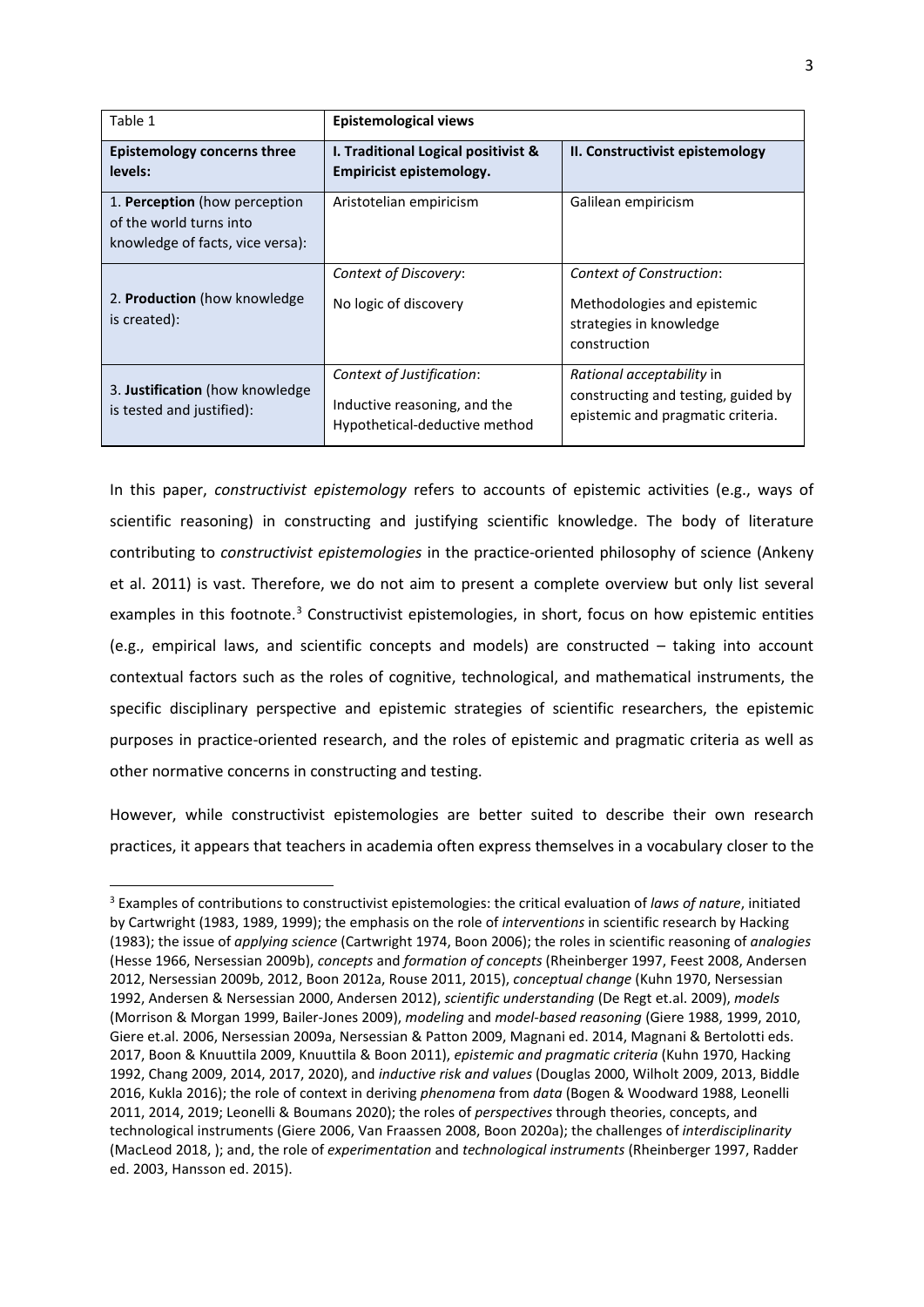| Table 1 | **Epistemological views** | |
|---|---|---|
| **Epistemology concerns three levels:** | **I. Traditional Logical positivist & Empiricist epistemology.** | **II. Constructivist epistemology** |
| 1. **Perception** (how perception of the world turns into knowledge of facts, vice versa): | Aristotelian empiricism | Galilean empiricism |
| 2. **Production** (how knowledge is created): | *Context of Discovery*: No logic of discovery | *Context of Construction*: Methodologies and epistemic strategies in knowledge construction |
| 3. **Justification** (how knowledge is tested and justified): | *Context of Justification*: Inductive reasoning, and the Hypothetical-deductive method | *Rational acceptability* in constructing and testing, guided by epistemic and pragmatic criteria. |

In this paper, *constructivist epistemology* refers to accounts of epistemic activities (e.g., ways of scientific reasoning) in constructing and justifying scientific knowledge. The body of literature contributing to *constructivist epistemologies* in the practice-oriented philosophy of science (Ankeny et al. 2011) is vast. Therefore, we do not aim to present a complete overview but only list several examples in this footnote.[3] Constructivist epistemologies, in short, focus on how epistemic entities (e.g., empirical laws, and scientific concepts and models) are constructed – taking into account contextual factors such as the roles of cognitive, technological, and mathematical instruments, the specific disciplinary perspective and epistemic strategies of scientific researchers, the epistemic purposes in practice-oriented research, and the roles of epistemic and pragmatic criteria as well as other normative concerns in constructing and testing.

However, while constructivist epistemologies are better suited to describe their own research practices, it appears that teachers in academia often express themselves in a vocabulary closer to the

[3] Examples of contributions to constructivist epistemologies: the critical evaluation of *laws of nature*, initiated by Cartwright (1983, 1989, 1999); the emphasis on the role of *interventions* in scientific research by Hacking (1983); the issue of *applying science* (Cartwright 1974, Boon 2006); the roles in scientific reasoning of *analogies* (Hesse 1966, Nersessian 2009b), *concepts* and *formation of concepts* (Rheinberger 1997, Feest 2008, Andersen 2012, Nersessian 2009b, 2012, Boon 2012a, Rouse 2011, 2015), *conceptual change* (Kuhn 1970, Nersessian 1992, Andersen & Nersessian 2000, Andersen 2012), *scientific understanding* (De Regt et.al. 2009), *models* (Morrison & Morgan 1999, Bailer-Jones 2009), *modeling* and *model-based reasoning* (Giere 1988, 1999, 2010, Giere et.al. 2006, Nersessian 2009a, Nersessian & Patton 2009, Magnani ed. 2014, Magnani & Bertolotti eds. 2017, Boon & Knuuttila 2009, Knuuttila & Boon 2011), *epistemic and pragmatic criteria* (Kuhn 1970, Hacking 1992, Chang 2009, 2014, 2017, 2020), and *inductive risk and values* (Douglas 2000, Wilholt 2009, 2013, Biddle 2016, Kukla 2016); the role of context in deriving *phenomena* from *data* (Bogen & Woodward 1988, Leonelli 2011, 2014, 2019; Leonelli & Boumans 2020); the roles of *perspectives* through theories, concepts, and technological instruments (Giere 2006, Van Fraassen 2008, Boon 2020a); the challenges of *interdisciplinarity* (MacLeod 2018, ); and, the role of *experimentation* and *technological instruments* (Rheinberger 1997, Radder ed. 2003, Hansson ed. 2015).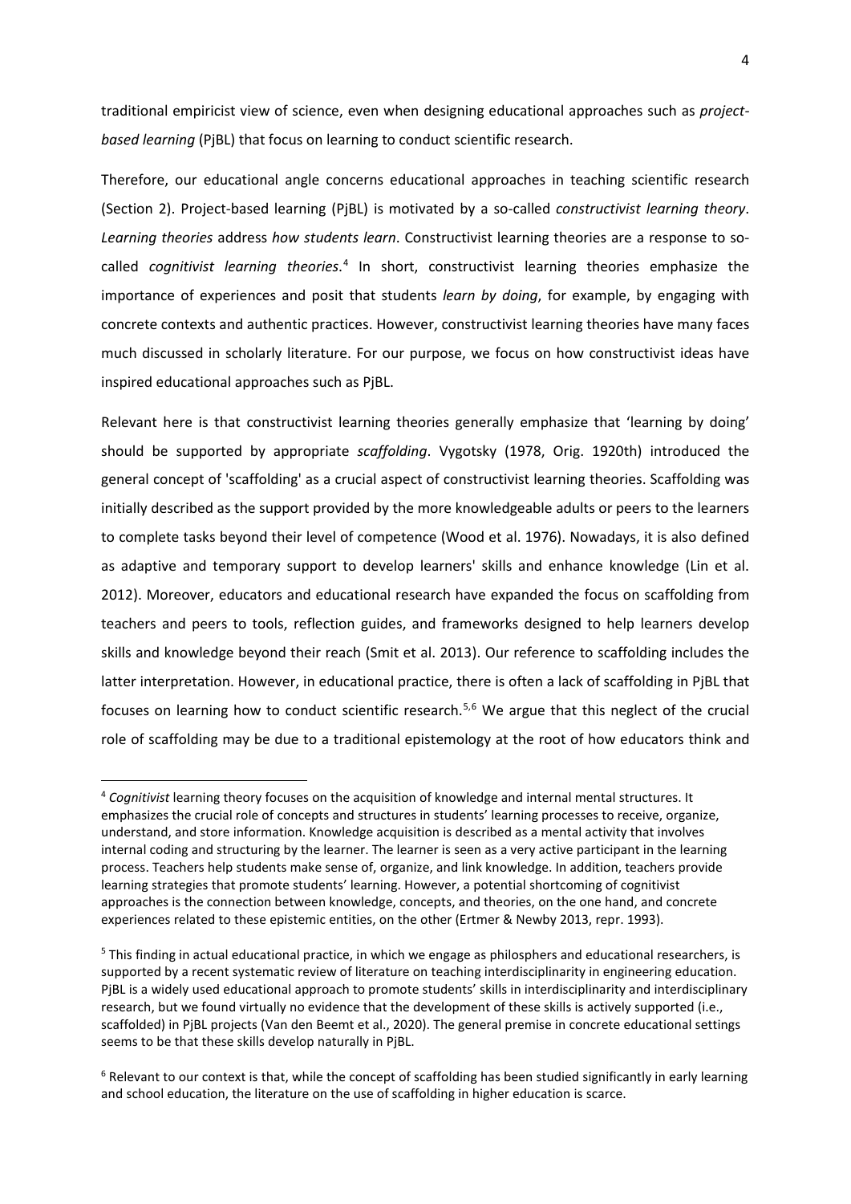traditional empiricist view of science, even when designing educational approaches such as *project-based learning* (PjBL) that focus on learning to conduct scientific research.

Therefore, our educational angle concerns educational approaches in teaching scientific research (Section 2). Project-based learning (PjBL) is motivated by a so-called *constructivist learning theory*. *Learning theories* address *how students learn*. Constructivist learning theories are a response to so-called *cognitivist learning theories*.[4] In short, constructivist learning theories emphasize the importance of experiences and posit that students *learn by doing*, for example, by engaging with concrete contexts and authentic practices. However, constructivist learning theories have many faces much discussed in scholarly literature. For our purpose, we focus on how constructivist ideas have inspired educational approaches such as PjBL.

Relevant here is that constructivist learning theories generally emphasize that 'learning by doing' should be supported by appropriate *scaffolding*. Vygotsky (1978, Orig. 1920th) introduced the general concept of 'scaffolding' as a crucial aspect of constructivist learning theories. Scaffolding was initially described as the support provided by the more knowledgeable adults or peers to the learners to complete tasks beyond their level of competence (Wood et al. 1976). Nowadays, it is also defined as adaptive and temporary support to develop learners' skills and enhance knowledge (Lin et al. 2012). Moreover, educators and educational research have expanded the focus on scaffolding from teachers and peers to tools, reflection guides, and frameworks designed to help learners develop skills and knowledge beyond their reach (Smit et al. 2013). Our reference to scaffolding includes the latter interpretation. However, in educational practice, there is often a lack of scaffolding in PjBL that focuses on learning how to conduct scientific research.[5,6] We argue that this neglect of the crucial role of scaffolding may be due to a traditional epistemology at the root of how educators think and

---

[4] *Cognitivist* learning theory focuses on the acquisition of knowledge and internal mental structures. It emphasizes the crucial role of concepts and structures in students' learning processes to receive, organize, understand, and store information. Knowledge acquisition is described as a mental activity that involves internal coding and structuring by the learner. The learner is seen as a very active participant in the learning process. Teachers help students make sense of, organize, and link knowledge. In addition, teachers provide learning strategies that promote students' learning. However, a potential shortcoming of cognitivist approaches is the connection between knowledge, concepts, and theories, on the one hand, and concrete experiences related to these epistemic entities, on the other (Ertmer & Newby 2013, repr. 1993).

[5] This finding in actual educational practice, in which we engage as philosphers and educational researchers, is supported by a recent systematic review of literature on teaching interdisciplinarity in engineering education. PjBL is a widely used educational approach to promote students' skills in interdisciplinarity and interdisciplinary research, but we found virtually no evidence that the development of these skills is actively supported (i.e., scaffolded) in PjBL projects (Van den Beemt et al., 2020). The general premise in concrete educational settings seems to be that these skills develop naturally in PjBL.

[6] Relevant to our context is that, while the concept of scaffolding has been studied significantly in early learning and school education, the literature on the use of scaffolding in higher education is scarce.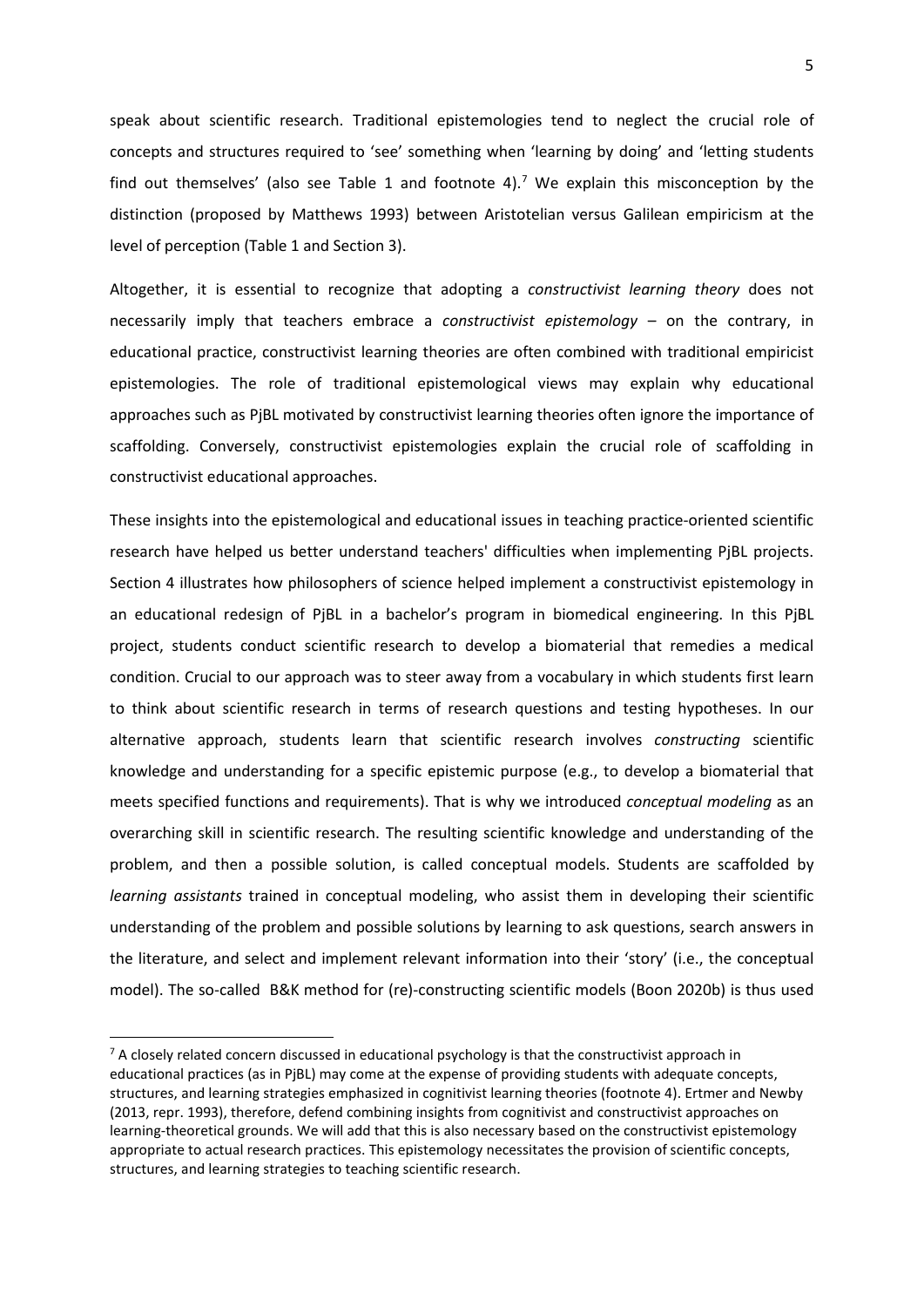speak about scientific research. Traditional epistemologies tend to neglect the crucial role of concepts and structures required to 'see' something when 'learning by doing' and 'letting students find out themselves' (also see Table 1 and footnote 4).[7] We explain this misconception by the distinction (proposed by Matthews 1993) between Aristotelian versus Galilean empiricism at the level of perception (Table 1 and Section 3).

Altogether, it is essential to recognize that adopting a *constructivist learning theory* does not necessarily imply that teachers embrace a *constructivist epistemology* – on the contrary, in educational practice, constructivist learning theories are often combined with traditional empiricist epistemologies. The role of traditional epistemological views may explain why educational approaches such as PjBL motivated by constructivist learning theories often ignore the importance of scaffolding. Conversely, constructivist epistemologies explain the crucial role of scaffolding in constructivist educational approaches.

These insights into the epistemological and educational issues in teaching practice-oriented scientific research have helped us better understand teachers' difficulties when implementing PjBL projects. Section 4 illustrates how philosophers of science helped implement a constructivist epistemology in an educational redesign of PjBL in a bachelor's program in biomedical engineering. In this PjBL project, students conduct scientific research to develop a biomaterial that remedies a medical condition. Crucial to our approach was to steer away from a vocabulary in which students first learn to think about scientific research in terms of research questions and testing hypotheses. In our alternative approach, students learn that scientific research involves *constructing* scientific knowledge and understanding for a specific epistemic purpose (e.g., to develop a biomaterial that meets specified functions and requirements). That is why we introduced *conceptual modeling* as an overarching skill in scientific research. The resulting scientific knowledge and understanding of the problem, and then a possible solution, is called conceptual models. Students are scaffolded by *learning assistants* trained in conceptual modeling, who assist them in developing their scientific understanding of the problem and possible solutions by learning to ask questions, search answers in the literature, and select and implement relevant information into their 'story' (i.e., the conceptual model). The so-called B&K method for (re)-constructing scientific models (Boon 2020b) is thus used

[7] A closely related concern discussed in educational psychology is that the constructivist approach in educational practices (as in PjBL) may come at the expense of providing students with adequate concepts, structures, and learning strategies emphasized in cognitivist learning theories (footnote 4). Ertmer and Newby (2013, repr. 1993), therefore, defend combining insights from cognitivist and constructivist approaches on learning-theoretical grounds. We will add that this is also necessary based on the constructivist epistemology appropriate to actual research practices. This epistemology necessitates the provision of scientific concepts, structures, and learning strategies to teaching scientific research.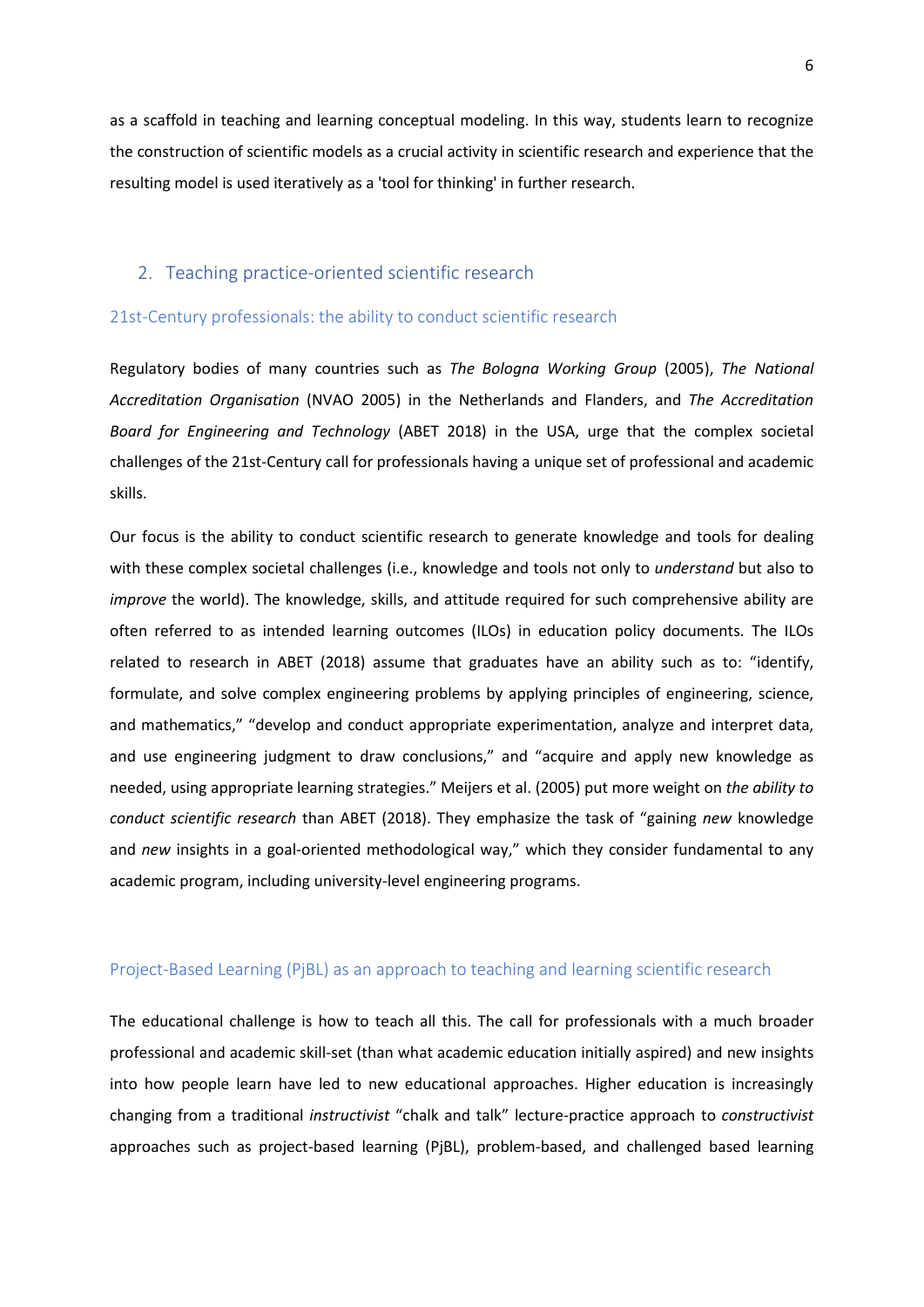as a scaffold in teaching and learning conceptual modeling. In this way, students learn to recognize the construction of scientific models as a crucial activity in scientific research and experience that the resulting model is used iteratively as a 'tool for thinking' in further research.

## 2. Teaching practice-oriented scientific research

### 21st-Century professionals: the ability to conduct scientific research

Regulatory bodies of many countries such as *The Bologna Working Group* (2005), *The National Accreditation Organisation* (NVAO 2005) in the Netherlands and Flanders, and *The Accreditation Board for Engineering and Technology* (ABET 2018) in the USA, urge that the complex societal challenges of the 21st-Century call for professionals having a unique set of professional and academic skills.

Our focus is the ability to conduct scientific research to generate knowledge and tools for dealing with these complex societal challenges (i.e., knowledge and tools not only to *understand* but also to *improve* the world). The knowledge, skills, and attitude required for such comprehensive ability are often referred to as intended learning outcomes (ILOs) in education policy documents. The ILOs related to research in ABET (2018) assume that graduates have an ability such as to: "identify, formulate, and solve complex engineering problems by applying principles of engineering, science, and mathematics," "develop and conduct appropriate experimentation, analyze and interpret data, and use engineering judgment to draw conclusions," and "acquire and apply new knowledge as needed, using appropriate learning strategies." Meijers et al. (2005) put more weight on *the ability to conduct scientific research* than ABET (2018). They emphasize the task of "gaining *new* knowledge and *new* insights in a goal-oriented methodological way," which they consider fundamental to any academic program, including university-level engineering programs.

### Project-Based Learning (PjBL) as an approach to teaching and learning scientific research

The educational challenge is how to teach all this. The call for professionals with a much broader professional and academic skill-set (than what academic education initially aspired) and new insights into how people learn have led to new educational approaches. Higher education is increasingly changing from a traditional *instructivist* "chalk and talk" lecture-practice approach to *constructivist* approaches such as project-based learning (PjBL), problem-based, and challenged based learning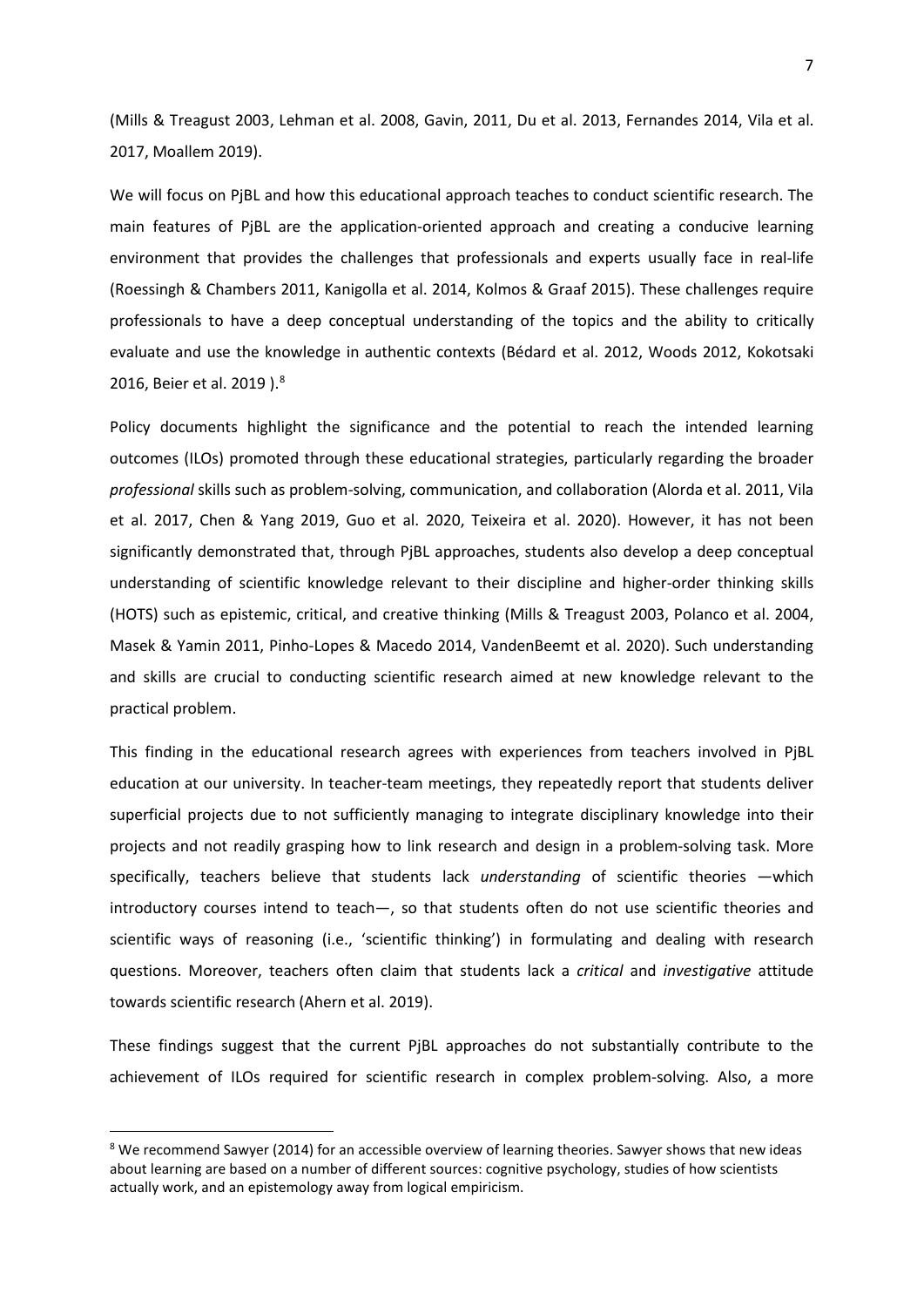(Mills & Treagust 2003, Lehman et al. 2008, Gavin, 2011, Du et al. 2013, Fernandes 2014, Vila et al. 2017, Moallem 2019).

We will focus on PjBL and how this educational approach teaches to conduct scientific research. The main features of PjBL are the application-oriented approach and creating a conducive learning environment that provides the challenges that professionals and experts usually face in real-life (Roessingh & Chambers 2011, Kanigolla et al. 2014, Kolmos & Graaf 2015). These challenges require professionals to have a deep conceptual understanding of the topics and the ability to critically evaluate and use the knowledge in authentic contexts (Bédard et al. 2012, Woods 2012, Kokotsaki 2016, Beier et al. 2019 ).[8]

Policy documents highlight the significance and the potential to reach the intended learning outcomes (ILOs) promoted through these educational strategies, particularly regarding the broader *professional* skills such as problem-solving, communication, and collaboration (Alorda et al. 2011, Vila et al. 2017, Chen & Yang 2019, Guo et al. 2020, Teixeira et al. 2020). However, it has not been significantly demonstrated that, through PjBL approaches, students also develop a deep conceptual understanding of scientific knowledge relevant to their discipline and higher-order thinking skills (HOTS) such as epistemic, critical, and creative thinking (Mills & Treagust 2003, Polanco et al. 2004, Masek & Yamin 2011, Pinho-Lopes & Macedo 2014, VandenBeemt et al. 2020). Such understanding and skills are crucial to conducting scientific research aimed at new knowledge relevant to the practical problem.

This finding in the educational research agrees with experiences from teachers involved in PjBL education at our university. In teacher-team meetings, they repeatedly report that students deliver superficial projects due to not sufficiently managing to integrate disciplinary knowledge into their projects and not readily grasping how to link research and design in a problem-solving task. More specifically, teachers believe that students lack *understanding* of scientific theories —which introductory courses intend to teach—, so that students often do not use scientific theories and scientific ways of reasoning (i.e., 'scientific thinking') in formulating and dealing with research questions. Moreover, teachers often claim that students lack a *critical* and *investigative* attitude towards scientific research (Ahern et al. 2019).

These findings suggest that the current PjBL approaches do not substantially contribute to the achievement of ILOs required for scientific research in complex problem-solving. Also, a more

[8] We recommend Sawyer (2014) for an accessible overview of learning theories. Sawyer shows that new ideas about learning are based on a number of different sources: cognitive psychology, studies of how scientists actually work, and an epistemology away from logical empiricism.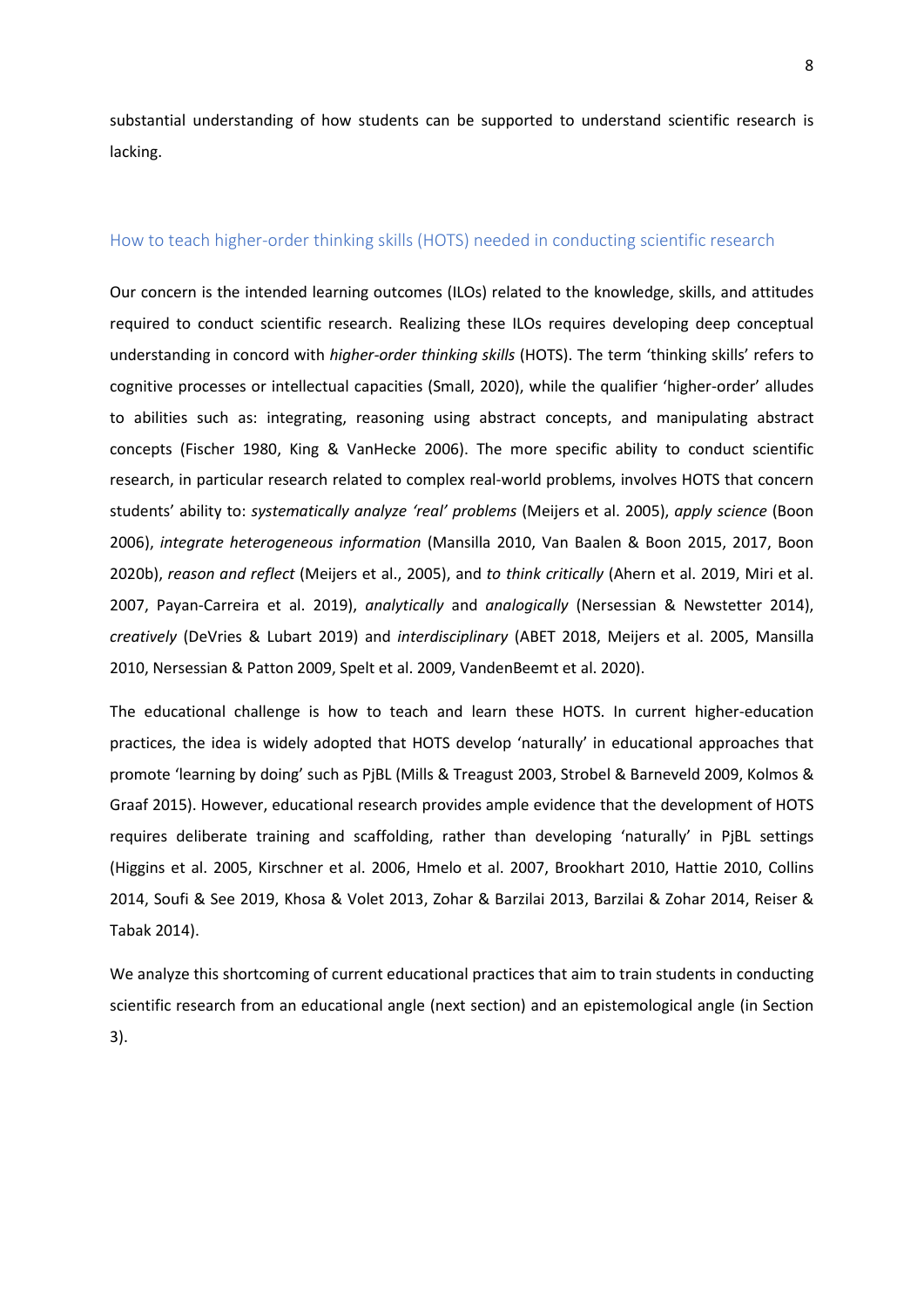substantial understanding of how students can be supported to understand scientific research is lacking.

## How to teach higher-order thinking skills (HOTS) needed in conducting scientific research

Our concern is the intended learning outcomes (ILOs) related to the knowledge, skills, and attitudes required to conduct scientific research. Realizing these ILOs requires developing deep conceptual understanding in concord with *higher-order thinking skills* (HOTS). The term 'thinking skills' refers to cognitive processes or intellectual capacities (Small, 2020), while the qualifier 'higher-order' alludes to abilities such as: integrating, reasoning using abstract concepts, and manipulating abstract concepts (Fischer 1980, King & VanHecke 2006). The more specific ability to conduct scientific research, in particular research related to complex real-world problems, involves HOTS that concern students' ability to: *systematically analyze 'real' problems* (Meijers et al. 2005), *apply science* (Boon 2006), *integrate heterogeneous information* (Mansilla 2010, Van Baalen & Boon 2015, 2017, Boon 2020b), *reason and reflect* (Meijers et al., 2005), and *to think critically* (Ahern et al. 2019, Miri et al. 2007, Payan-Carreira et al. 2019), *analytically* and *analogically* (Nersessian & Newstetter 2014), *creatively* (DeVries & Lubart 2019) and *interdisciplinary* (ABET 2018, Meijers et al. 2005, Mansilla 2010, Nersessian & Patton 2009, Spelt et al. 2009, VandenBeemt et al. 2020).

The educational challenge is how to teach and learn these HOTS. In current higher-education practices, the idea is widely adopted that HOTS develop 'naturally' in educational approaches that promote 'learning by doing' such as PjBL (Mills & Treagust 2003, Strobel & Barneveld 2009, Kolmos & Graaf 2015). However, educational research provides ample evidence that the development of HOTS requires deliberate training and scaffolding, rather than developing 'naturally' in PjBL settings (Higgins et al. 2005, Kirschner et al. 2006, Hmelo et al. 2007, Brookhart 2010, Hattie 2010, Collins 2014, Soufi & See 2019, Khosa & Volet 2013, Zohar & Barzilai 2013, Barzilai & Zohar 2014, Reiser & Tabak 2014).

We analyze this shortcoming of current educational practices that aim to train students in conducting scientific research from an educational angle (next section) and an epistemological angle (in Section 3).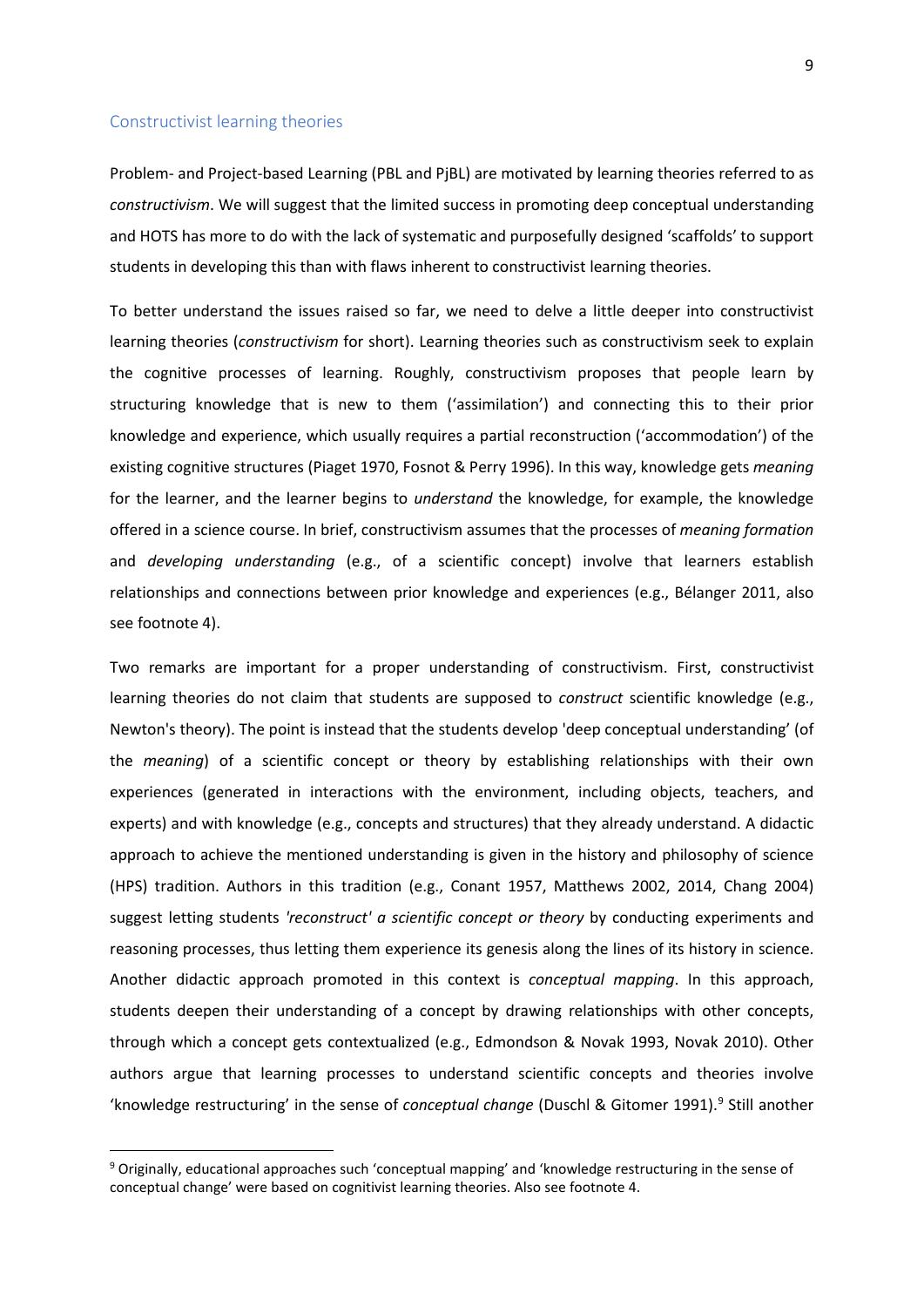## Constructivist learning theories

Problem- and Project-based Learning (PBL and PjBL) are motivated by learning theories referred to as *constructivism*. We will suggest that the limited success in promoting deep conceptual understanding and HOTS has more to do with the lack of systematic and purposefully designed 'scaffolds' to support students in developing this than with flaws inherent to constructivist learning theories.

To better understand the issues raised so far, we need to delve a little deeper into constructivist learning theories (*constructivism* for short). Learning theories such as constructivism seek to explain the cognitive processes of learning. Roughly, constructivism proposes that people learn by structuring knowledge that is new to them ('assimilation') and connecting this to their prior knowledge and experience, which usually requires a partial reconstruction ('accommodation') of the existing cognitive structures (Piaget 1970, Fosnot & Perry 1996). In this way, knowledge gets *meaning* for the learner, and the learner begins to *understand* the knowledge, for example, the knowledge offered in a science course. In brief, constructivism assumes that the processes of *meaning formation* and *developing understanding* (e.g., of a scientific concept) involve that learners establish relationships and connections between prior knowledge and experiences (e.g., Bélanger 2011, also see footnote 4).

Two remarks are important for a proper understanding of constructivism. First, constructivist learning theories do not claim that students are supposed to *construct* scientific knowledge (e.g., Newton's theory). The point is instead that the students develop 'deep conceptual understanding' (of the *meaning*) of a scientific concept or theory by establishing relationships with their own experiences (generated in interactions with the environment, including objects, teachers, and experts) and with knowledge (e.g., concepts and structures) that they already understand. A didactic approach to achieve the mentioned understanding is given in the history and philosophy of science (HPS) tradition. Authors in this tradition (e.g., Conant 1957, Matthews 2002, 2014, Chang 2004) suggest letting students *'reconstruct' a scientific concept or theory* by conducting experiments and reasoning processes, thus letting them experience its genesis along the lines of its history in science. Another didactic approach promoted in this context is *conceptual mapping*. In this approach, students deepen their understanding of a concept by drawing relationships with other concepts, through which a concept gets contextualized (e.g., Edmondson & Novak 1993, Novak 2010). Other authors argue that learning processes to understand scientific concepts and theories involve 'knowledge restructuring' in the sense of *conceptual change* (Duschl & Gitomer 1991).[9] Still another

[9] Originally, educational approaches such 'conceptual mapping' and 'knowledge restructuring in the sense of conceptual change' were based on cognitivist learning theories. Also see footnote 4.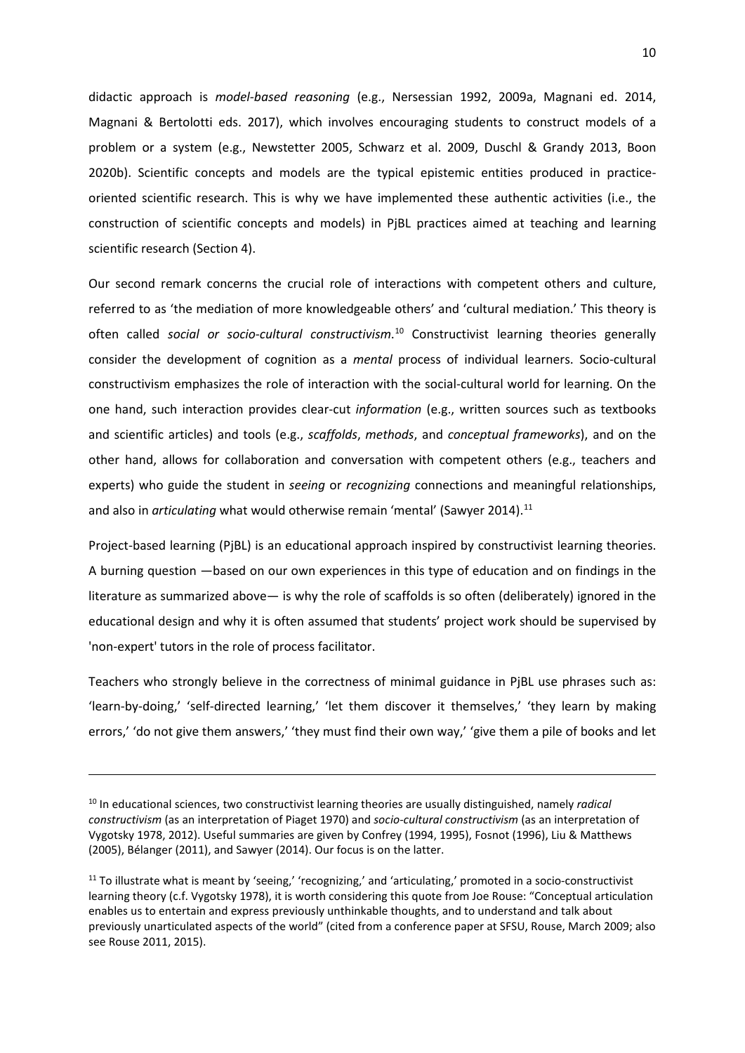didactic approach is *model-based reasoning* (e.g., Nersessian 1992, 2009a, Magnani ed. 2014, Magnani & Bertolotti eds. 2017), which involves encouraging students to construct models of a problem or a system (e.g., Newstetter 2005, Schwarz et al. 2009, Duschl & Grandy 2013, Boon 2020b). Scientific concepts and models are the typical epistemic entities produced in practice-oriented scientific research. This is why we have implemented these authentic activities (i.e., the construction of scientific concepts and models) in PjBL practices aimed at teaching and learning scientific research (Section 4).

Our second remark concerns the crucial role of interactions with competent others and culture, referred to as 'the mediation of more knowledgeable others' and 'cultural mediation.' This theory is often called *social or socio-cultural constructivism*.[10] Constructivist learning theories generally consider the development of cognition as a *mental* process of individual learners. Socio-cultural constructivism emphasizes the role of interaction with the social-cultural world for learning. On the one hand, such interaction provides clear-cut *information* (e.g., written sources such as textbooks and scientific articles) and tools (e.g., *scaffolds*, *methods*, and *conceptual frameworks*), and on the other hand, allows for collaboration and conversation with competent others (e.g., teachers and experts) who guide the student in *seeing* or *recognizing* connections and meaningful relationships, and also in *articulating* what would otherwise remain 'mental' (Sawyer 2014).[11]

Project-based learning (PjBL) is an educational approach inspired by constructivist learning theories. A burning question —based on our own experiences in this type of education and on findings in the literature as summarized above— is why the role of scaffolds is so often (deliberately) ignored in the educational design and why it is often assumed that students' project work should be supervised by 'non-expert' tutors in the role of process facilitator.

Teachers who strongly believe in the correctness of minimal guidance in PjBL use phrases such as: 'learn-by-doing,' 'self-directed learning,' 'let them discover it themselves,' 'they learn by making errors,' 'do not give them answers,' 'they must find their own way,' 'give them a pile of books and let

---

[10] In educational sciences, two constructivist learning theories are usually distinguished, namely *radical constructivism* (as an interpretation of Piaget 1970) and *socio-cultural constructivism* (as an interpretation of Vygotsky 1978, 2012). Useful summaries are given by Confrey (1994, 1995), Fosnot (1996), Liu & Matthews (2005), Bélanger (2011), and Sawyer (2014). Our focus is on the latter.

[11] To illustrate what is meant by 'seeing,' 'recognizing,' and 'articulating,' promoted in a socio-constructivist learning theory (c.f. Vygotsky 1978), it is worth considering this quote from Joe Rouse: "Conceptual articulation enables us to entertain and express previously unthinkable thoughts, and to understand and talk about previously unarticulated aspects of the world" (cited from a conference paper at SFSU, Rouse, March 2009; also see Rouse 2011, 2015).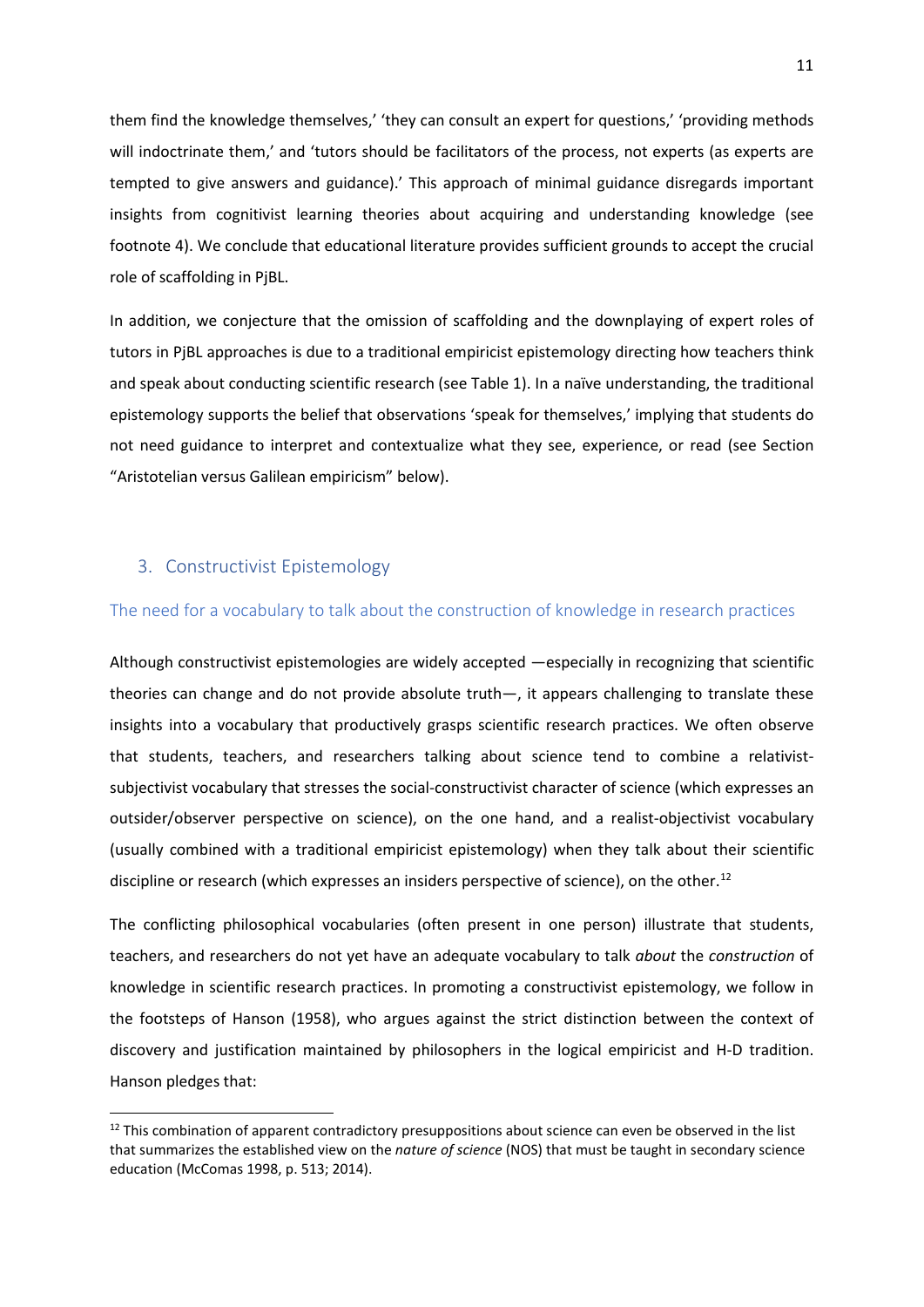them find the knowledge themselves,' 'they can consult an expert for questions,' 'providing methods will indoctrinate them,' and 'tutors should be facilitators of the process, not experts (as experts are tempted to give answers and guidance).' This approach of minimal guidance disregards important insights from cognitivist learning theories about acquiring and understanding knowledge (see footnote 4). We conclude that educational literature provides sufficient grounds to accept the crucial role of scaffolding in PjBL.

In addition, we conjecture that the omission of scaffolding and the downplaying of expert roles of tutors in PjBL approaches is due to a traditional empiricist epistemology directing how teachers think and speak about conducting scientific research (see Table 1). In a naïve understanding, the traditional epistemology supports the belief that observations 'speak for themselves,' implying that students do not need guidance to interpret and contextualize what they see, experience, or read (see Section "Aristotelian versus Galilean empiricism" below).

## 3. Constructivist Epistemology

### The need for a vocabulary to talk about the construction of knowledge in research practices

Although constructivist epistemologies are widely accepted —especially in recognizing that scientific theories can change and do not provide absolute truth—, it appears challenging to translate these insights into a vocabulary that productively grasps scientific research practices. We often observe that students, teachers, and researchers talking about science tend to combine a relativist-subjectivist vocabulary that stresses the social-constructivist character of science (which expresses an outsider/observer perspective on science), on the one hand, and a realist-objectivist vocabulary (usually combined with a traditional empiricist epistemology) when they talk about their scientific discipline or research (which expresses an insiders perspective of science), on the other.[12]

The conflicting philosophical vocabularies (often present in one person) illustrate that students, teachers, and researchers do not yet have an adequate vocabulary to talk *about* the *construction* of knowledge in scientific research practices. In promoting a constructivist epistemology, we follow in the footsteps of Hanson (1958), who argues against the strict distinction between the context of discovery and justification maintained by philosophers in the logical empiricist and H-D tradition. Hanson pledges that:

[12] This combination of apparent contradictory presuppositions about science can even be observed in the list that summarizes the established view on the *nature of science* (NOS) that must be taught in secondary science education (McComas 1998, p. 513; 2014).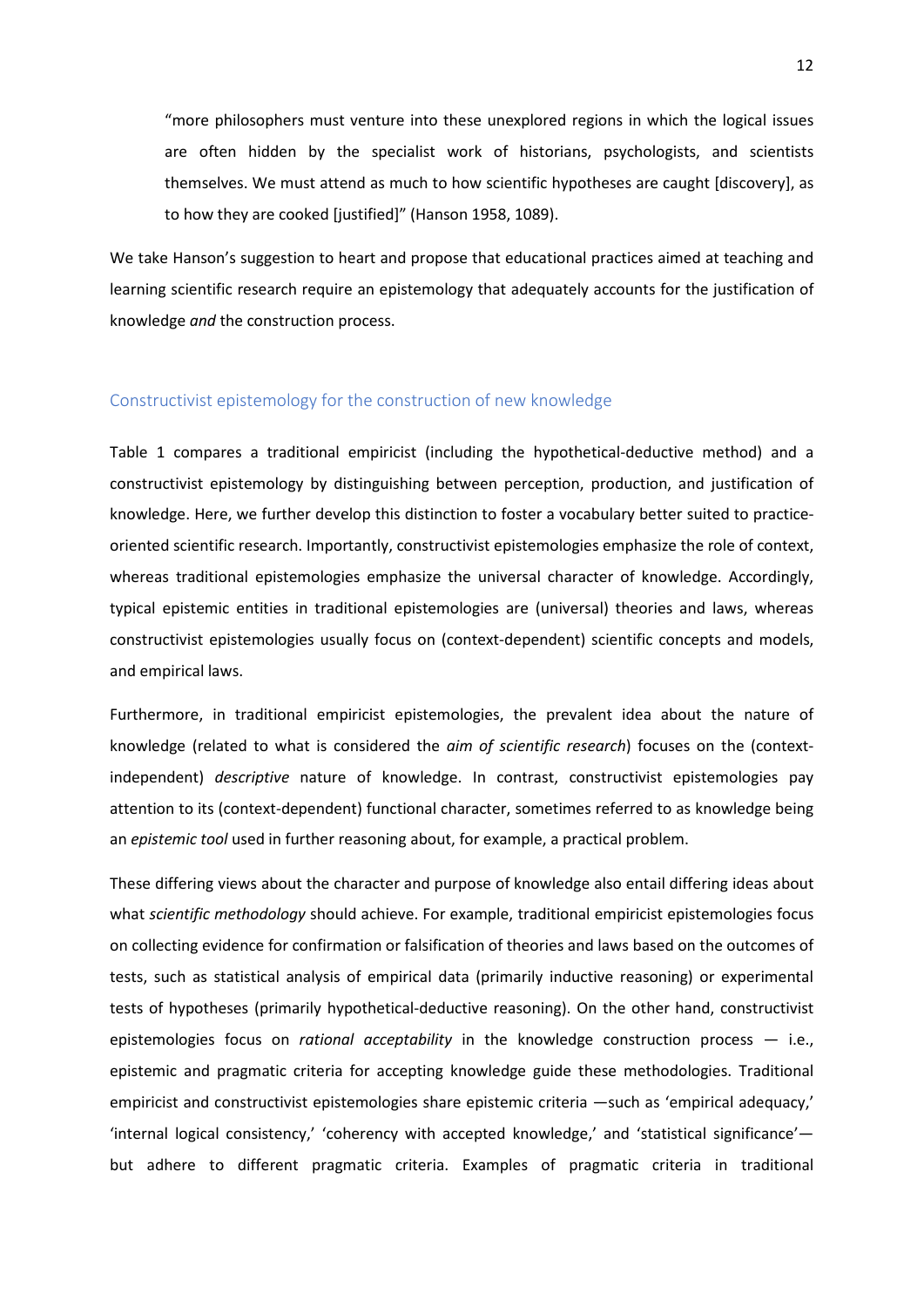> "more philosophers must venture into these unexplored regions in which the logical issues are often hidden by the specialist work of historians, psychologists, and scientists themselves. We must attend as much to how scientific hypotheses are caught [discovery], as to how they are cooked [justified]" (Hanson 1958, 1089).

We take Hanson's suggestion to heart and propose that educational practices aimed at teaching and learning scientific research require an epistemology that adequately accounts for the justification of knowledge *and* the construction process.

## Constructivist epistemology for the construction of new knowledge

Table 1 compares a traditional empiricist (including the hypothetical-deductive method) and a constructivist epistemology by distinguishing between perception, production, and justification of knowledge. Here, we further develop this distinction to foster a vocabulary better suited to practice-oriented scientific research. Importantly, constructivist epistemologies emphasize the role of context, whereas traditional epistemologies emphasize the universal character of knowledge. Accordingly, typical epistemic entities in traditional epistemologies are (universal) theories and laws, whereas constructivist epistemologies usually focus on (context-dependent) scientific concepts and models, and empirical laws.

Furthermore, in traditional empiricist epistemologies, the prevalent idea about the nature of knowledge (related to what is considered the *aim of scientific research*) focuses on the (context-independent) *descriptive* nature of knowledge. In contrast, constructivist epistemologies pay attention to its (context-dependent) functional character, sometimes referred to as knowledge being an *epistemic tool* used in further reasoning about, for example, a practical problem.

These differing views about the character and purpose of knowledge also entail differing ideas about what *scientific methodology* should achieve. For example, traditional empiricist epistemologies focus on collecting evidence for confirmation or falsification of theories and laws based on the outcomes of tests, such as statistical analysis of empirical data (primarily inductive reasoning) or experimental tests of hypotheses (primarily hypothetical-deductive reasoning). On the other hand, constructivist epistemologies focus on *rational acceptability* in the knowledge construction process — i.e., epistemic and pragmatic criteria for accepting knowledge guide these methodologies. Traditional empiricist and constructivist epistemologies share epistemic criteria —such as 'empirical adequacy,' 'internal logical consistency,' 'coherency with accepted knowledge,' and 'statistical significance'— but adhere to different pragmatic criteria. Examples of pragmatic criteria in traditional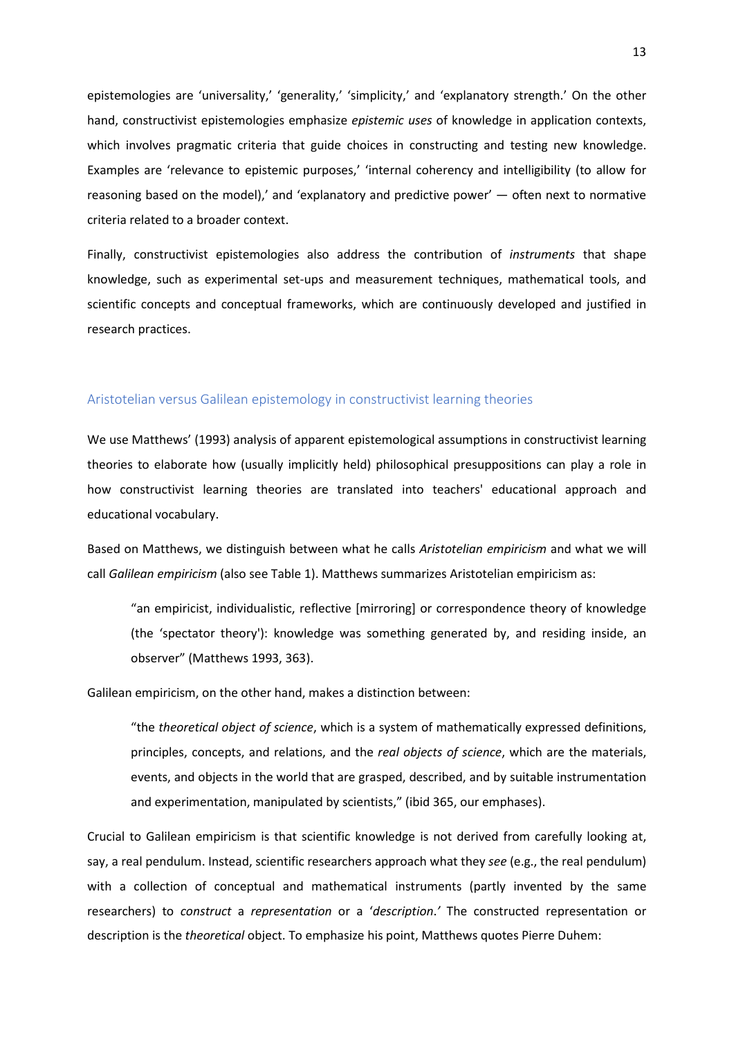epistemologies are 'universality,' 'generality,' 'simplicity,' and 'explanatory strength.' On the other hand, constructivist epistemologies emphasize *epistemic uses* of knowledge in application contexts, which involves pragmatic criteria that guide choices in constructing and testing new knowledge. Examples are 'relevance to epistemic purposes,' 'internal coherency and intelligibility (to allow for reasoning based on the model),' and 'explanatory and predictive power' — often next to normative criteria related to a broader context.

Finally, constructivist epistemologies also address the contribution of *instruments* that shape knowledge, such as experimental set-ups and measurement techniques, mathematical tools, and scientific concepts and conceptual frameworks, which are continuously developed and justified in research practices.

## Aristotelian versus Galilean epistemology in constructivist learning theories

We use Matthews' (1993) analysis of apparent epistemological assumptions in constructivist learning theories to elaborate how (usually implicitly held) philosophical presuppositions can play a role in how constructivist learning theories are translated into teachers' educational approach and educational vocabulary.

Based on Matthews, we distinguish between what he calls *Aristotelian empiricism* and what we will call *Galilean empiricism* (also see Table 1). Matthews summarizes Aristotelian empiricism as:

> "an empiricist, individualistic, reflective [mirroring] or correspondence theory of knowledge (the 'spectator theory'): knowledge was something generated by, and residing inside, an observer" (Matthews 1993, 363).

Galilean empiricism, on the other hand, makes a distinction between:

> "the *theoretical object of science*, which is a system of mathematically expressed definitions, principles, concepts, and relations, and the *real objects of science*, which are the materials, events, and objects in the world that are grasped, described, and by suitable instrumentation and experimentation, manipulated by scientists," (ibid 365, our emphases).

Crucial to Galilean empiricism is that scientific knowledge is not derived from carefully looking at, say, a real pendulum. Instead, scientific researchers approach what they *see* (e.g., the real pendulum) with a collection of conceptual and mathematical instruments (partly invented by the same researchers) to *construct* a *representation* or a '*description*.' The constructed representation or description is the *theoretical* object. To emphasize his point, Matthews quotes Pierre Duhem: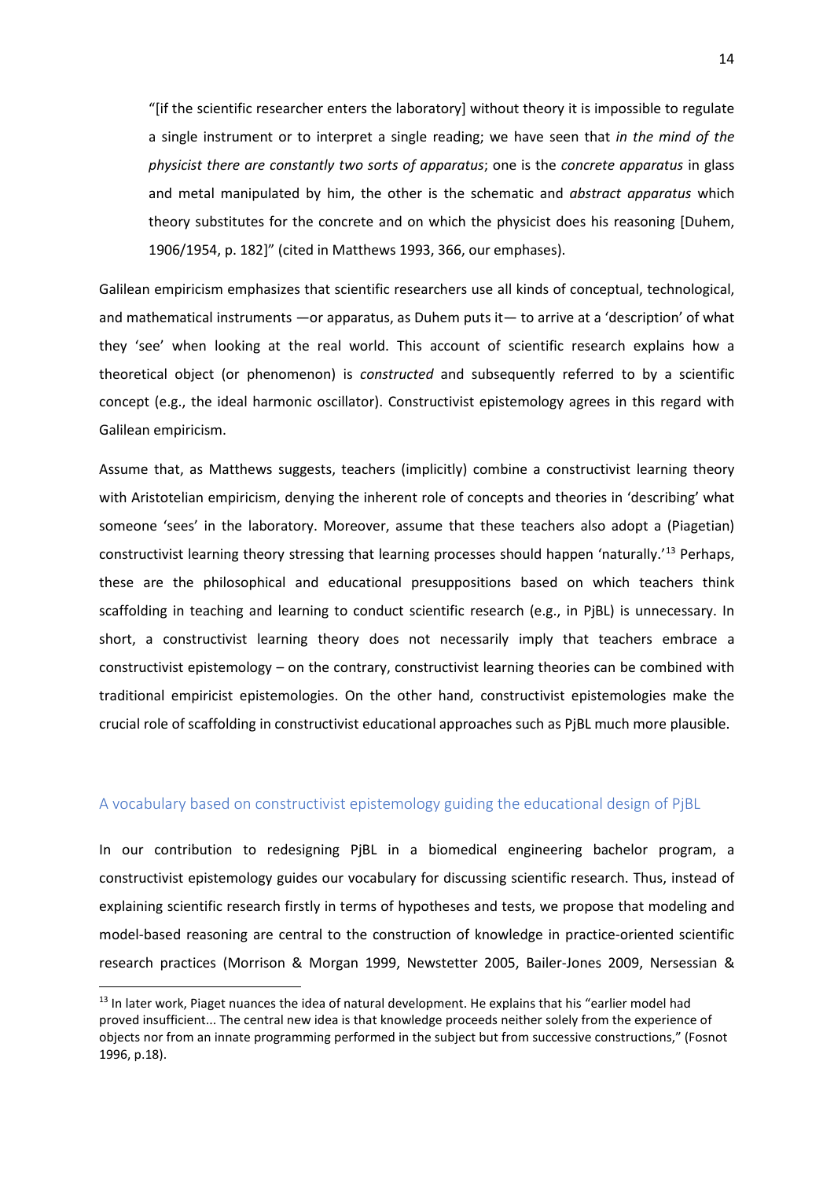> “[if the scientific researcher enters the laboratory] without theory it is impossible to regulate a single instrument or to interpret a single reading; we have seen that *in the mind of the physicist there are constantly two sorts of apparatus*; one is the *concrete apparatus* in glass and metal manipulated by him, the other is the schematic and *abstract apparatus* which theory substitutes for the concrete and on which the physicist does his reasoning [Duhem, 1906/1954, p. 182]” (cited in Matthews 1993, 366, our emphases).

Galilean empiricism emphasizes that scientific researchers use all kinds of conceptual, technological, and mathematical instruments —or apparatus, as Duhem puts it— to arrive at a ‘description’ of what they ‘see’ when looking at the real world. This account of scientific research explains how a theoretical object (or phenomenon) is *constructed* and subsequently referred to by a scientific concept (e.g., the ideal harmonic oscillator). Constructivist epistemology agrees in this regard with Galilean empiricism.

Assume that, as Matthews suggests, teachers (implicitly) combine a constructivist learning theory with Aristotelian empiricism, denying the inherent role of concepts and theories in ‘describing’ what someone ‘sees’ in the laboratory. Moreover, assume that these teachers also adopt a (Piagetian) constructivist learning theory stressing that learning processes should happen ‘naturally.’[13] Perhaps, these are the philosophical and educational presuppositions based on which teachers think scaffolding in teaching and learning to conduct scientific research (e.g., in PjBL) is unnecessary. In short, a constructivist learning theory does not necessarily imply that teachers embrace a constructivist epistemology – on the contrary, constructivist learning theories can be combined with traditional empiricist epistemologies. On the other hand, constructivist epistemologies make the crucial role of scaffolding in constructivist educational approaches such as PjBL much more plausible.

## A vocabulary based on constructivist epistemology guiding the educational design of PjBL

In our contribution to redesigning PjBL in a biomedical engineering bachelor program, a constructivist epistemology guides our vocabulary for discussing scientific research. Thus, instead of explaining scientific research firstly in terms of hypotheses and tests, we propose that modeling and model-based reasoning are central to the construction of knowledge in practice-oriented scientific research practices (Morrison & Morgan 1999, Newstetter 2005, Bailer-Jones 2009, Nersessian &

[13] In later work, Piaget nuances the idea of natural development. He explains that his “earlier model had proved insufficient... The central new idea is that knowledge proceeds neither solely from the experience of objects nor from an innate programming performed in the subject but from successive constructions,” (Fosnot 1996, p.18).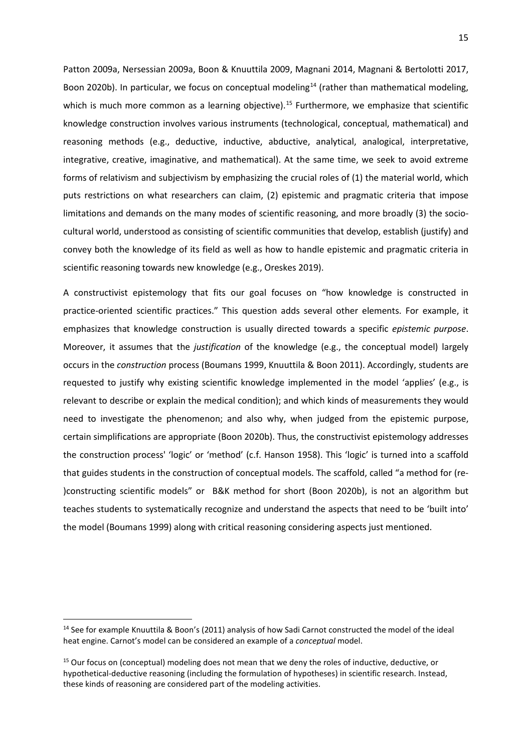Patton 2009a, Nersessian 2009a, Boon & Knuuttila 2009, Magnani 2014, Magnani & Bertolotti 2017, Boon 2020b). In particular, we focus on conceptual modeling[14] (rather than mathematical modeling, which is much more common as a learning objective).[15] Furthermore, we emphasize that scientific knowledge construction involves various instruments (technological, conceptual, mathematical) and reasoning methods (e.g., deductive, inductive, abductive, analytical, analogical, interpretative, integrative, creative, imaginative, and mathematical). At the same time, we seek to avoid extreme forms of relativism and subjectivism by emphasizing the crucial roles of (1) the material world, which puts restrictions on what researchers can claim, (2) epistemic and pragmatic criteria that impose limitations and demands on the many modes of scientific reasoning, and more broadly (3) the socio-cultural world, understood as consisting of scientific communities that develop, establish (justify) and convey both the knowledge of its field as well as how to handle epistemic and pragmatic criteria in scientific reasoning towards new knowledge (e.g., Oreskes 2019).

A constructivist epistemology that fits our goal focuses on "how knowledge is constructed in practice-oriented scientific practices." This question adds several other elements. For example, it emphasizes that knowledge construction is usually directed towards a specific *epistemic purpose*. Moreover, it assumes that the *justification* of the knowledge (e.g., the conceptual model) largely occurs in the *construction* process (Boumans 1999, Knuuttila & Boon 2011). Accordingly, students are requested to justify why existing scientific knowledge implemented in the model 'applies' (e.g., is relevant to describe or explain the medical condition); and which kinds of measurements they would need to investigate the phenomenon; and also why, when judged from the epistemic purpose, certain simplifications are appropriate (Boon 2020b). Thus, the constructivist epistemology addresses the construction process' 'logic' or 'method' (c.f. Hanson 1958). This 'logic' is turned into a scaffold that guides students in the construction of conceptual models. The scaffold, called "a method for (re-)constructing scientific models" or B&K method for short (Boon 2020b), is not an algorithm but teaches students to systematically recognize and understand the aspects that need to be 'built into' the model (Boumans 1999) along with critical reasoning considering aspects just mentioned.

---

[14] See for example Knuuttila & Boon's (2011) analysis of how Sadi Carnot constructed the model of the ideal heat engine. Carnot's model can be considered an example of a *conceptual* model.

[15] Our focus on (conceptual) modeling does not mean that we deny the roles of inductive, deductive, or hypothetical-deductive reasoning (including the formulation of hypotheses) in scientific research. Instead, these kinds of reasoning are considered part of the modeling activities.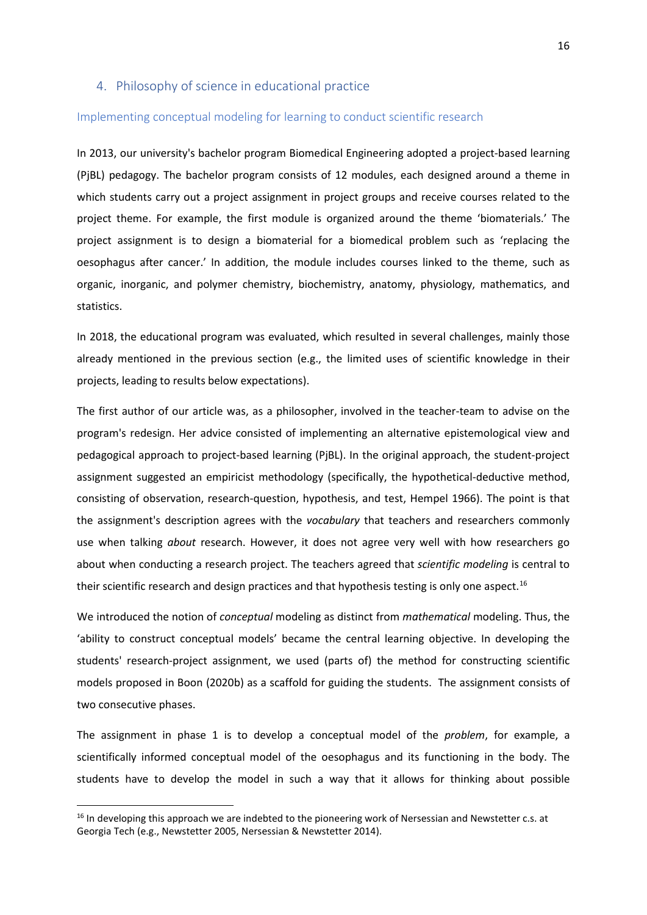## 4. Philosophy of science in educational practice

### Implementing conceptual modeling for learning to conduct scientific research

In 2013, our university's bachelor program Biomedical Engineering adopted a project-based learning (PjBL) pedagogy. The bachelor program consists of 12 modules, each designed around a theme in which students carry out a project assignment in project groups and receive courses related to the project theme. For example, the first module is organized around the theme 'biomaterials.' The project assignment is to design a biomaterial for a biomedical problem such as 'replacing the oesophagus after cancer.' In addition, the module includes courses linked to the theme, such as organic, inorganic, and polymer chemistry, biochemistry, anatomy, physiology, mathematics, and statistics.

In 2018, the educational program was evaluated, which resulted in several challenges, mainly those already mentioned in the previous section (e.g., the limited uses of scientific knowledge in their projects, leading to results below expectations).

The first author of our article was, as a philosopher, involved in the teacher-team to advise on the program's redesign. Her advice consisted of implementing an alternative epistemological view and pedagogical approach to project-based learning (PjBL). In the original approach, the student-project assignment suggested an empiricist methodology (specifically, the hypothetical-deductive method, consisting of observation, research-question, hypothesis, and test, Hempel 1966). The point is that the assignment's description agrees with the *vocabulary* that teachers and researchers commonly use when talking *about* research. However, it does not agree very well with how researchers go about when conducting a research project. The teachers agreed that *scientific modeling* is central to their scientific research and design practices and that hypothesis testing is only one aspect.[16]

We introduced the notion of *conceptual* modeling as distinct from *mathematical* modeling. Thus, the 'ability to construct conceptual models' became the central learning objective. In developing the students' research-project assignment, we used (parts of) the method for constructing scientific models proposed in Boon (2020b) as a scaffold for guiding the students. The assignment consists of two consecutive phases.

The assignment in phase 1 is to develop a conceptual model of the *problem*, for example, a scientifically informed conceptual model of the oesophagus and its functioning in the body. The students have to develop the model in such a way that it allows for thinking about possible

[16] In developing this approach we are indebted to the pioneering work of Nersessian and Newstetter c.s. at Georgia Tech (e.g., Newstetter 2005, Nersessian & Newstetter 2014).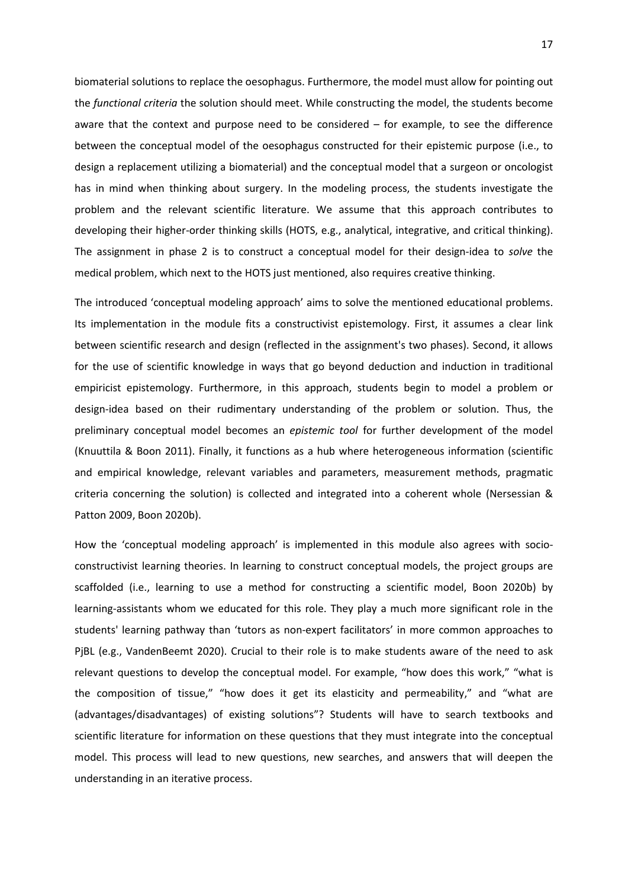biomaterial solutions to replace the oesophagus. Furthermore, the model must allow for pointing out the *functional criteria* the solution should meet. While constructing the model, the students become aware that the context and purpose need to be considered – for example, to see the difference between the conceptual model of the oesophagus constructed for their epistemic purpose (i.e., to design a replacement utilizing a biomaterial) and the conceptual model that a surgeon or oncologist has in mind when thinking about surgery. In the modeling process, the students investigate the problem and the relevant scientific literature. We assume that this approach contributes to developing their higher-order thinking skills (HOTS, e.g., analytical, integrative, and critical thinking). The assignment in phase 2 is to construct a conceptual model for their design-idea to *solve* the medical problem, which next to the HOTS just mentioned, also requires creative thinking.

The introduced 'conceptual modeling approach' aims to solve the mentioned educational problems. Its implementation in the module fits a constructivist epistemology. First, it assumes a clear link between scientific research and design (reflected in the assignment's two phases). Second, it allows for the use of scientific knowledge in ways that go beyond deduction and induction in traditional empiricist epistemology. Furthermore, in this approach, students begin to model a problem or design-idea based on their rudimentary understanding of the problem or solution. Thus, the preliminary conceptual model becomes an *epistemic tool* for further development of the model (Knuuttila & Boon 2011). Finally, it functions as a hub where heterogeneous information (scientific and empirical knowledge, relevant variables and parameters, measurement methods, pragmatic criteria concerning the solution) is collected and integrated into a coherent whole (Nersessian & Patton 2009, Boon 2020b).

How the 'conceptual modeling approach' is implemented in this module also agrees with socio-constructivist learning theories. In learning to construct conceptual models, the project groups are scaffolded (i.e., learning to use a method for constructing a scientific model, Boon 2020b) by learning-assistants whom we educated for this role. They play a much more significant role in the students' learning pathway than 'tutors as non-expert facilitators' in more common approaches to PjBL (e.g., VandenBeemt 2020). Crucial to their role is to make students aware of the need to ask relevant questions to develop the conceptual model. For example, "how does this work," "what is the composition of tissue," "how does it get its elasticity and permeability," and "what are (advantages/disadvantages) of existing solutions"? Students will have to search textbooks and scientific literature for information on these questions that they must integrate into the conceptual model. This process will lead to new questions, new searches, and answers that will deepen the understanding in an iterative process.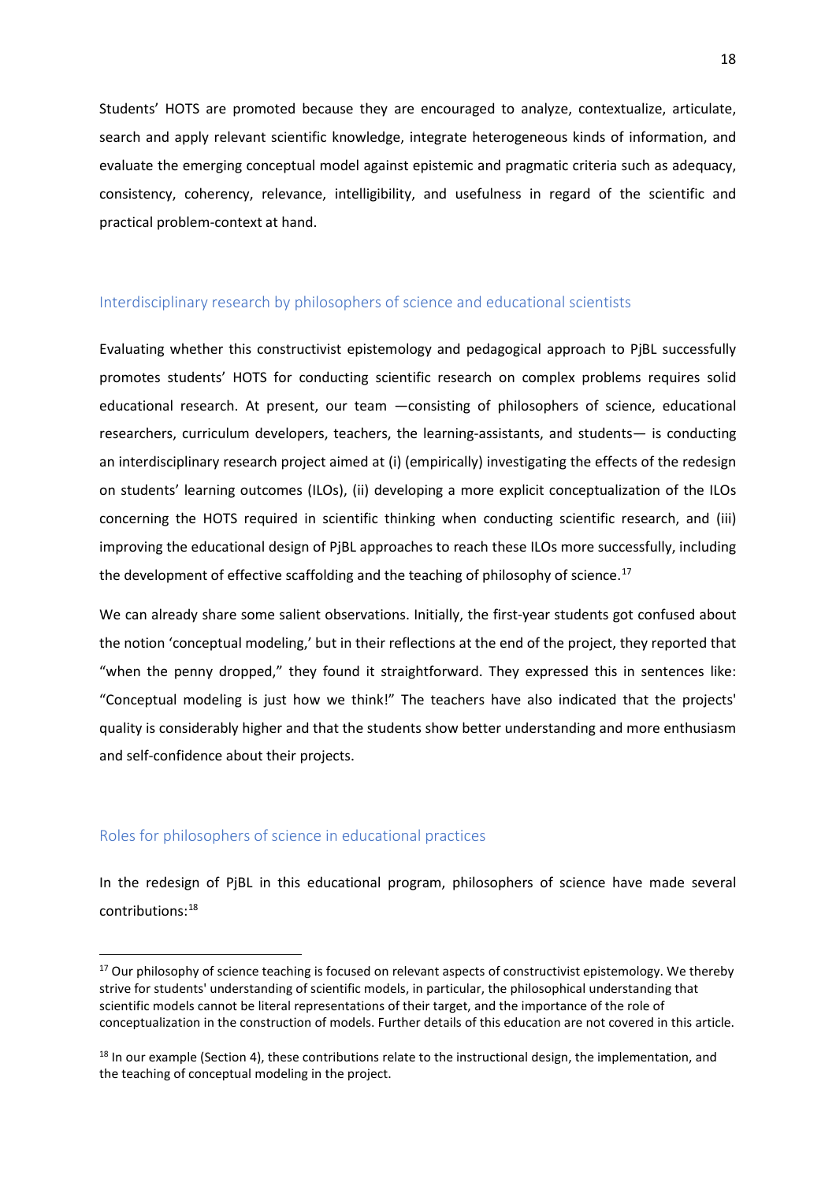Students' HOTS are promoted because they are encouraged to analyze, contextualize, articulate, search and apply relevant scientific knowledge, integrate heterogeneous kinds of information, and evaluate the emerging conceptual model against epistemic and pragmatic criteria such as adequacy, consistency, coherency, relevance, intelligibility, and usefulness in regard of the scientific and practical problem-context at hand.

## Interdisciplinary research by philosophers of science and educational scientists

Evaluating whether this constructivist epistemology and pedagogical approach to PjBL successfully promotes students' HOTS for conducting scientific research on complex problems requires solid educational research. At present, our team —consisting of philosophers of science, educational researchers, curriculum developers, teachers, the learning-assistants, and students— is conducting an interdisciplinary research project aimed at (i) (empirically) investigating the effects of the redesign on students' learning outcomes (ILOs), (ii) developing a more explicit conceptualization of the ILOs concerning the HOTS required in scientific thinking when conducting scientific research, and (iii) improving the educational design of PjBL approaches to reach these ILOs more successfully, including the development of effective scaffolding and the teaching of philosophy of science.[17]

We can already share some salient observations. Initially, the first-year students got confused about the notion 'conceptual modeling,' but in their reflections at the end of the project, they reported that "when the penny dropped," they found it straightforward. They expressed this in sentences like: "Conceptual modeling is just how we think!" The teachers have also indicated that the projects' quality is considerably higher and that the students show better understanding and more enthusiasm and self-confidence about their projects.

## Roles for philosophers of science in educational practices

In the redesign of PjBL in this educational program, philosophers of science have made several contributions:[18]

---

[17] Our philosophy of science teaching is focused on relevant aspects of constructivist epistemology. We thereby strive for students' understanding of scientific models, in particular, the philosophical understanding that scientific models cannot be literal representations of their target, and the importance of the role of conceptualization in the construction of models. Further details of this education are not covered in this article.

[18] In our example (Section 4), these contributions relate to the instructional design, the implementation, and the teaching of conceptual modeling in the project.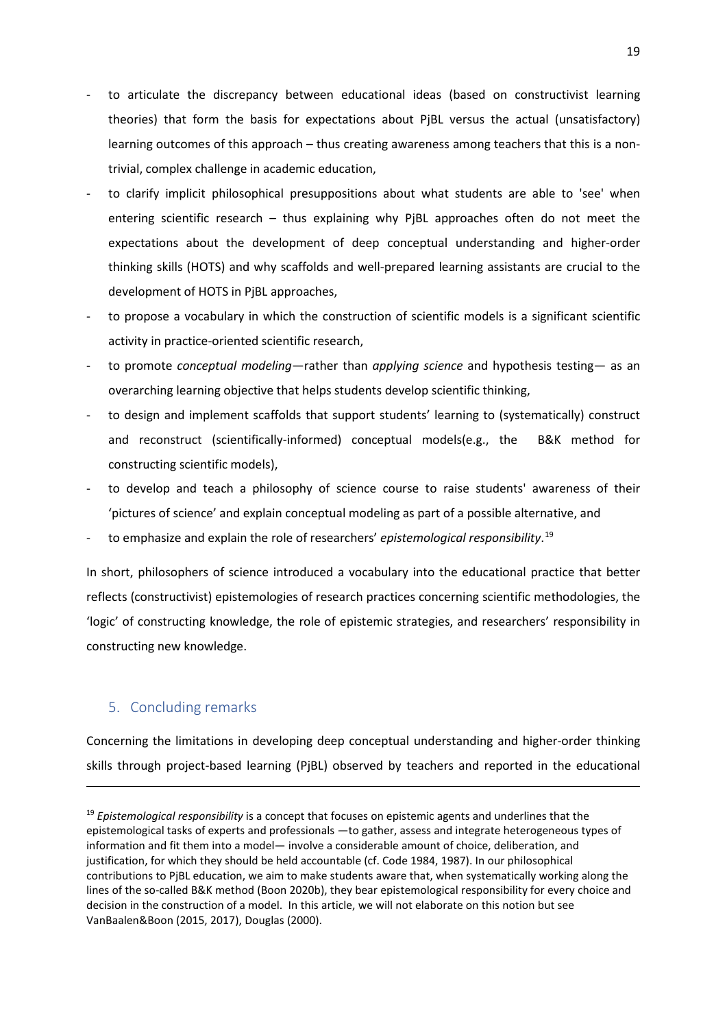- to articulate the discrepancy between educational ideas (based on constructivist learning theories) that form the basis for expectations about PjBL versus the actual (unsatisfactory) learning outcomes of this approach – thus creating awareness among teachers that this is a non-trivial, complex challenge in academic education,
- to clarify implicit philosophical presuppositions about what students are able to 'see' when entering scientific research – thus explaining why PjBL approaches often do not meet the expectations about the development of deep conceptual understanding and higher-order thinking skills (HOTS) and why scaffolds and well-prepared learning assistants are crucial to the development of HOTS in PjBL approaches,
- to propose a vocabulary in which the construction of scientific models is a significant scientific activity in practice-oriented scientific research,
- to promote *conceptual modeling*—rather than *applying science* and hypothesis testing— as an overarching learning objective that helps students develop scientific thinking,
- to design and implement scaffolds that support students' learning to (systematically) construct and reconstruct (scientifically-informed) conceptual models(e.g., the B&K method for constructing scientific models),
- to develop and teach a philosophy of science course to raise students' awareness of their 'pictures of science' and explain conceptual modeling as part of a possible alternative, and
- to emphasize and explain the role of researchers' *epistemological responsibility*.[19]

In short, philosophers of science introduced a vocabulary into the educational practice that better reflects (constructivist) epistemologies of research practices concerning scientific methodologies, the 'logic' of constructing knowledge, the role of epistemic strategies, and researchers' responsibility in constructing new knowledge.

## 5. Concluding remarks

Concerning the limitations in developing deep conceptual understanding and higher-order thinking skills through project-based learning (PjBL) observed by teachers and reported in the educational

[19] *Epistemological responsibility* is a concept that focuses on epistemic agents and underlines that the epistemological tasks of experts and professionals —to gather, assess and integrate heterogeneous types of information and fit them into a model— involve a considerable amount of choice, deliberation, and justification, for which they should be held accountable (cf. Code 1984, 1987). In our philosophical contributions to PjBL education, we aim to make students aware that, when systematically working along the lines of the so-called B&K method (Boon 2020b), they bear epistemological responsibility for every choice and decision in the construction of a model. In this article, we will not elaborate on this notion but see VanBaalen&Boon (2015, 2017), Douglas (2000).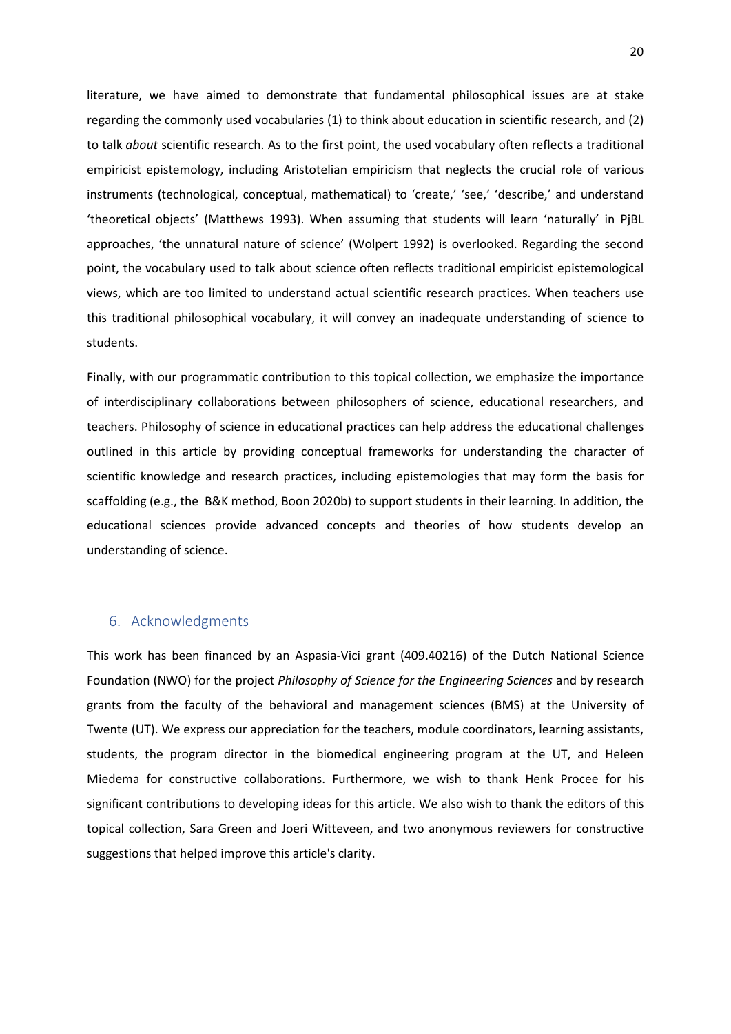literature, we have aimed to demonstrate that fundamental philosophical issues are at stake regarding the commonly used vocabularies (1) to think about education in scientific research, and (2) to talk *about* scientific research. As to the first point, the used vocabulary often reflects a traditional empiricist epistemology, including Aristotelian empiricism that neglects the crucial role of various instruments (technological, conceptual, mathematical) to 'create,' 'see,' 'describe,' and understand 'theoretical objects' (Matthews 1993). When assuming that students will learn 'naturally' in PjBL approaches, 'the unnatural nature of science' (Wolpert 1992) is overlooked. Regarding the second point, the vocabulary used to talk about science often reflects traditional empiricist epistemological views, which are too limited to understand actual scientific research practices. When teachers use this traditional philosophical vocabulary, it will convey an inadequate understanding of science to students.

Finally, with our programmatic contribution to this topical collection, we emphasize the importance of interdisciplinary collaborations between philosophers of science, educational researchers, and teachers. Philosophy of science in educational practices can help address the educational challenges outlined in this article by providing conceptual frameworks for understanding the character of scientific knowledge and research practices, including epistemologies that may form the basis for scaffolding (e.g., the B&K method, Boon 2020b) to support students in their learning. In addition, the educational sciences provide advanced concepts and theories of how students develop an understanding of science.

## 6. Acknowledgments

This work has been financed by an Aspasia-Vici grant (409.40216) of the Dutch National Science Foundation (NWO) for the project *Philosophy of Science for the Engineering Sciences* and by research grants from the faculty of the behavioral and management sciences (BMS) at the University of Twente (UT). We express our appreciation for the teachers, module coordinators, learning assistants, students, the program director in the biomedical engineering program at the UT, and Heleen Miedema for constructive collaborations. Furthermore, we wish to thank Henk Procee for his significant contributions to developing ideas for this article. We also wish to thank the editors of this topical collection, Sara Green and Joeri Witteveen, and two anonymous reviewers for constructive suggestions that helped improve this article's clarity.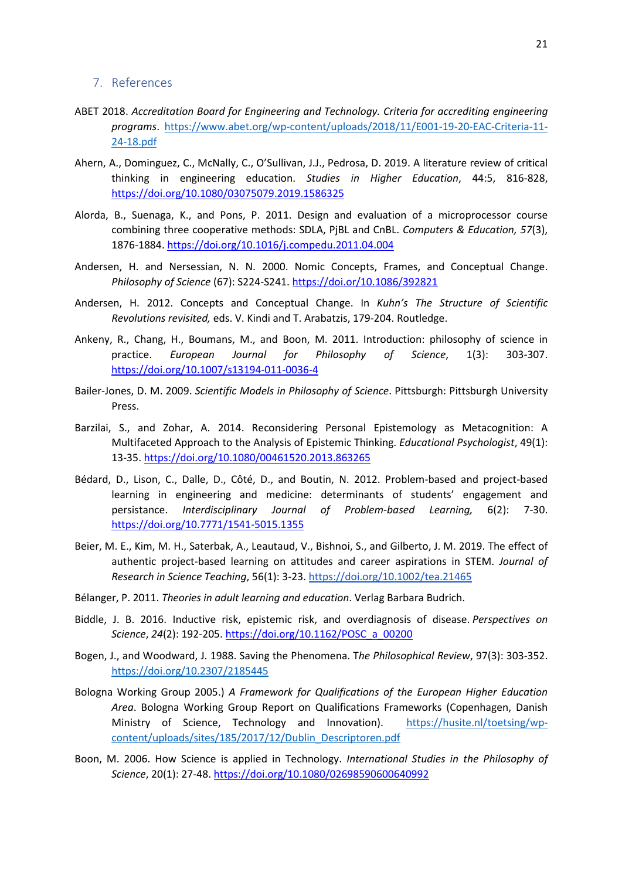## 7. References

ABET 2018. *Accreditation Board for Engineering and Technology. Criteria for accrediting engineering programs*. https://www.abet.org/wp-content/uploads/2018/11/E001-19-20-EAC-Criteria-11-24-18.pdf

Ahern, A., Dominguez, C., McNally, C., O'Sullivan, J.J., Pedrosa, D. 2019. A literature review of critical thinking in engineering education. *Studies in Higher Education*, 44:5, 816-828, https://doi.org/10.1080/03075079.2019.1586325

Alorda, B., Suenaga, K., and Pons, P. 2011. Design and evaluation of a microprocessor course combining three cooperative methods: SDLA, PjBL and CnBL. *Computers & Education, 57*(3), 1876-1884. https://doi.org/10.1016/j.compedu.2011.04.004

Andersen, H. and Nersessian, N. N. 2000. Nomic Concepts, Frames, and Conceptual Change. *Philosophy of Science* (67): S224-S241. https://doi.or/10.1086/392821

Andersen, H. 2012. Concepts and Conceptual Change. In *Kuhn's The Structure of Scientific Revolutions revisited,* eds. V. Kindi and T. Arabatzis, 179-204. Routledge.

Ankeny, R., Chang, H., Boumans, M., and Boon, M. 2011. Introduction: philosophy of science in practice. *European Journal for Philosophy of Science*, 1(3): 303-307. https://doi.org/10.1007/s13194-011-0036-4

Bailer-Jones, D. M. 2009. *Scientific Models in Philosophy of Science*. Pittsburgh: Pittsburgh University Press.

Barzilai, S., and Zohar, A. 2014. Reconsidering Personal Epistemology as Metacognition: A Multifaceted Approach to the Analysis of Epistemic Thinking. *Educational Psychologist*, 49(1): 13-35. https://doi.org/10.1080/00461520.2013.863265

Bédard, D., Lison, C., Dalle, D., Côté, D., and Boutin, N. 2012. Problem-based and project-based learning in engineering and medicine: determinants of students' engagement and persistance. *Interdisciplinary Journal of Problem-based Learning,* 6(2): 7-30. https://doi.org/10.7771/1541-5015.1355

Beier, M. E., Kim, M. H., Saterbak, A., Leautaud, V., Bishnoi, S., and Gilberto, J. M. 2019. The effect of authentic project-based learning on attitudes and career aspirations in STEM. *Journal of Research in Science Teaching*, 56(1): 3-23. https://doi.org/10.1002/tea.21465

Bélanger, P. 2011. *Theories in adult learning and education*. Verlag Barbara Budrich.

Biddle, J. B. 2016. Inductive risk, epistemic risk, and overdiagnosis of disease. *Perspectives on Science*, *24*(2): 192-205. https://doi.org/10.1162/POSC_a_00200

Bogen, J., and Woodward, J. 1988. Saving the Phenomena. T*he Philosophical Review*, 97(3): 303-352. https://doi.org/10.2307/2185445

Bologna Working Group 2005.) *A Framework for Qualifications of the European Higher Education Area*. Bologna Working Group Report on Qualifications Frameworks (Copenhagen, Danish Ministry of Science, Technology and Innovation). https://husite.nl/toetsing/wp-content/uploads/sites/185/2017/12/Dublin_Descriptoren.pdf

Boon, M. 2006. How Science is applied in Technology. *International Studies in the Philosophy of Science*, 20(1): 27-48. https://doi.org/10.1080/02698590600640992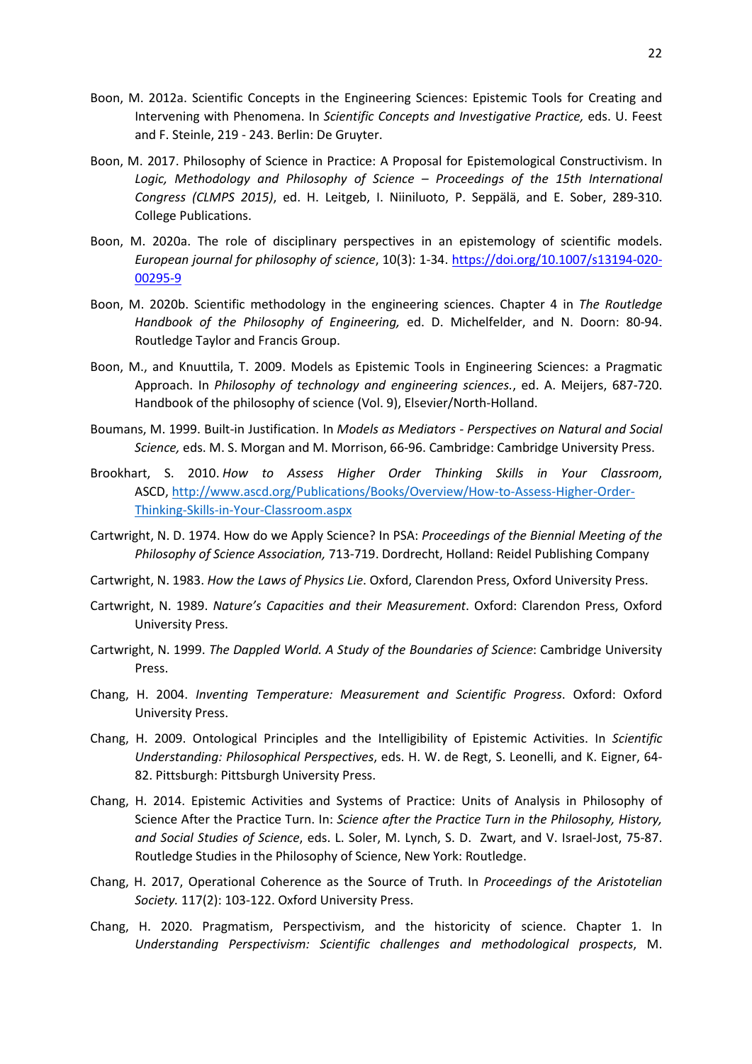Boon, M. 2012a. Scientific Concepts in the Engineering Sciences: Epistemic Tools for Creating and Intervening with Phenomena. In *Scientific Concepts and Investigative Practice,* eds. U. Feest and F. Steinle, 219 - 243. Berlin: De Gruyter.

Boon, M. 2017. Philosophy of Science in Practice: A Proposal for Epistemological Constructivism. In *Logic, Methodology and Philosophy of Science – Proceedings of the 15th International Congress (CLMPS 2015)*, ed. H. Leitgeb, I. Niiniluoto, P. Seppälä, and E. Sober, 289-310. College Publications.

Boon, M. 2020a. The role of disciplinary perspectives in an epistemology of scientific models. *European journal for philosophy of science*, 10(3): 1-34. https://doi.org/10.1007/s13194-020-00295-9

Boon, M. 2020b. Scientific methodology in the engineering sciences. Chapter 4 in *The Routledge Handbook of the Philosophy of Engineering,* ed. D. Michelfelder, and N. Doorn: 80-94. Routledge Taylor and Francis Group.

Boon, M., and Knuuttila, T. 2009. Models as Epistemic Tools in Engineering Sciences: a Pragmatic Approach. In *Philosophy of technology and engineering sciences.*, ed. A. Meijers, 687-720. Handbook of the philosophy of science (Vol. 9), Elsevier/North-Holland.

Boumans, M. 1999. Built-in Justification. In *Models as Mediators - Perspectives on Natural and Social Science,* eds. M. S. Morgan and M. Morrison, 66-96. Cambridge: Cambridge University Press.

Brookhart, S. 2010. *How to Assess Higher Order Thinking Skills in Your Classroom*, ASCD, http://www.ascd.org/Publications/Books/Overview/How-to-Assess-Higher-Order-Thinking-Skills-in-Your-Classroom.aspx

Cartwright, N. D. 1974. How do we Apply Science? In PSA: *Proceedings of the Biennial Meeting of the Philosophy of Science Association,* 713-719. Dordrecht, Holland: Reidel Publishing Company

Cartwright, N. 1983. *How the Laws of Physics Lie*. Oxford, Clarendon Press, Oxford University Press.

Cartwright, N. 1989. *Nature's Capacities and their Measurement*. Oxford: Clarendon Press, Oxford University Press.

Cartwright, N. 1999. *The Dappled World. A Study of the Boundaries of Science*: Cambridge University Press.

Chang, H. 2004. *Inventing Temperature: Measurement and Scientific Progress*. Oxford: Oxford University Press.

Chang, H. 2009. Ontological Principles and the Intelligibility of Epistemic Activities. In *Scientific Understanding: Philosophical Perspectives*, eds. H. W. de Regt, S. Leonelli, and K. Eigner, 64-82. Pittsburgh: Pittsburgh University Press.

Chang, H. 2014. Epistemic Activities and Systems of Practice: Units of Analysis in Philosophy of Science After the Practice Turn. In: *Science after the Practice Turn in the Philosophy, History, and Social Studies of Science*, eds. L. Soler, M. Lynch, S. D. Zwart, and V. Israel-Jost, 75-87. Routledge Studies in the Philosophy of Science, New York: Routledge.

Chang, H. 2017, Operational Coherence as the Source of Truth. In *Proceedings of the Aristotelian Society.* 117(2): 103-122. Oxford University Press.

Chang, H. 2020. Pragmatism, Perspectivism, and the historicity of science. Chapter 1. In *Understanding Perspectivism: Scientific challenges and methodological prospects*, M.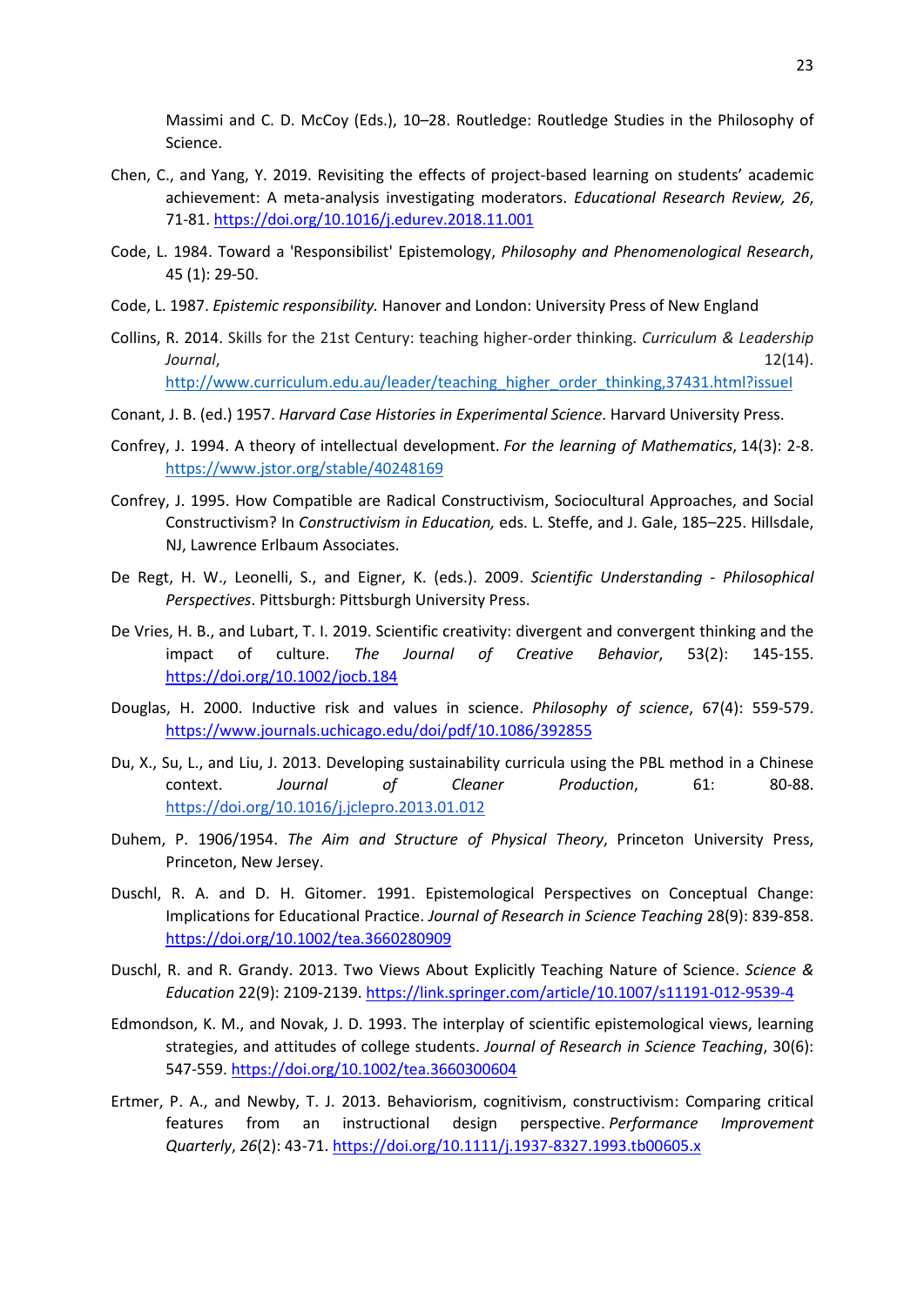Massimi and C. D. McCoy (Eds.), 10–28. Routledge: Routledge Studies in the Philosophy of Science.

Chen, C., and Yang, Y. 2019. Revisiting the effects of project-based learning on students' academic achievement: A meta-analysis investigating moderators. *Educational Research Review, 26*, 71-81. https://doi.org/10.1016/j.edurev.2018.11.001

Code, L. 1984. Toward a 'Responsibilist' Epistemology, *Philosophy and Phenomenological Research*, 45 (1): 29-50.

Code, L. 1987. *Epistemic responsibility.* Hanover and London: University Press of New England

Collins, R. 2014. Skills for the 21st Century: teaching higher-order thinking. *Curriculum & Leadership Journal*, 12(14). http://www.curriculum.edu.au/leader/teaching_higher_order_thinking,37431.html?issueI

Conant, J. B. (ed.) 1957. *Harvard Case Histories in Experimental Science*. Harvard University Press.

Confrey, J. 1994. A theory of intellectual development. *For the learning of Mathematics*, 14(3): 2-8. https://www.jstor.org/stable/40248169

Confrey, J. 1995. How Compatible are Radical Constructivism, Sociocultural Approaches, and Social Constructivism? In *Constructivism in Education,* eds. L. Steffe, and J. Gale, 185–225. Hillsdale, NJ, Lawrence Erlbaum Associates.

De Regt, H. W., Leonelli, S., and Eigner, K. (eds.). 2009. *Scientific Understanding - Philosophical Perspectives*. Pittsburgh: Pittsburgh University Press.

De Vries, H. B., and Lubart, T. I. 2019. Scientific creativity: divergent and convergent thinking and the impact of culture. *The Journal of Creative Behavior*, 53(2): 145-155. https://doi.org/10.1002/jocb.184

Douglas, H. 2000. Inductive risk and values in science. *Philosophy of science*, 67(4): 559-579. https://www.journals.uchicago.edu/doi/pdf/10.1086/392855

Du, X., Su, L., and Liu, J. 2013. Developing sustainability curricula using the PBL method in a Chinese context. *Journal of Cleaner Production*, 61: 80-88. https://doi.org/10.1016/j.jclepro.2013.01.012

Duhem, P. 1906/1954. *The Aim and Structure of Physical Theory*, Princeton University Press, Princeton, New Jersey.

Duschl, R. A. and D. H. Gitomer. 1991. Epistemological Perspectives on Conceptual Change: Implications for Educational Practice. *Journal of Research in Science Teaching* 28(9): 839-858. https://doi.org/10.1002/tea.3660280909

Duschl, R. and R. Grandy. 2013. Two Views About Explicitly Teaching Nature of Science. *Science & Education* 22(9): 2109-2139. https://link.springer.com/article/10.1007/s11191-012-9539-4

Edmondson, K. M., and Novak, J. D. 1993. The interplay of scientific epistemological views, learning strategies, and attitudes of college students. *Journal of Research in Science Teaching*, 30(6): 547-559. https://doi.org/10.1002/tea.3660300604

Ertmer, P. A., and Newby, T. J. 2013. Behaviorism, cognitivism, constructivism: Comparing critical features from an instructional design perspective. *Performance Improvement Quarterly*, *26*(2): 43-71. https://doi.org/10.1111/j.1937-8327.1993.tb00605.x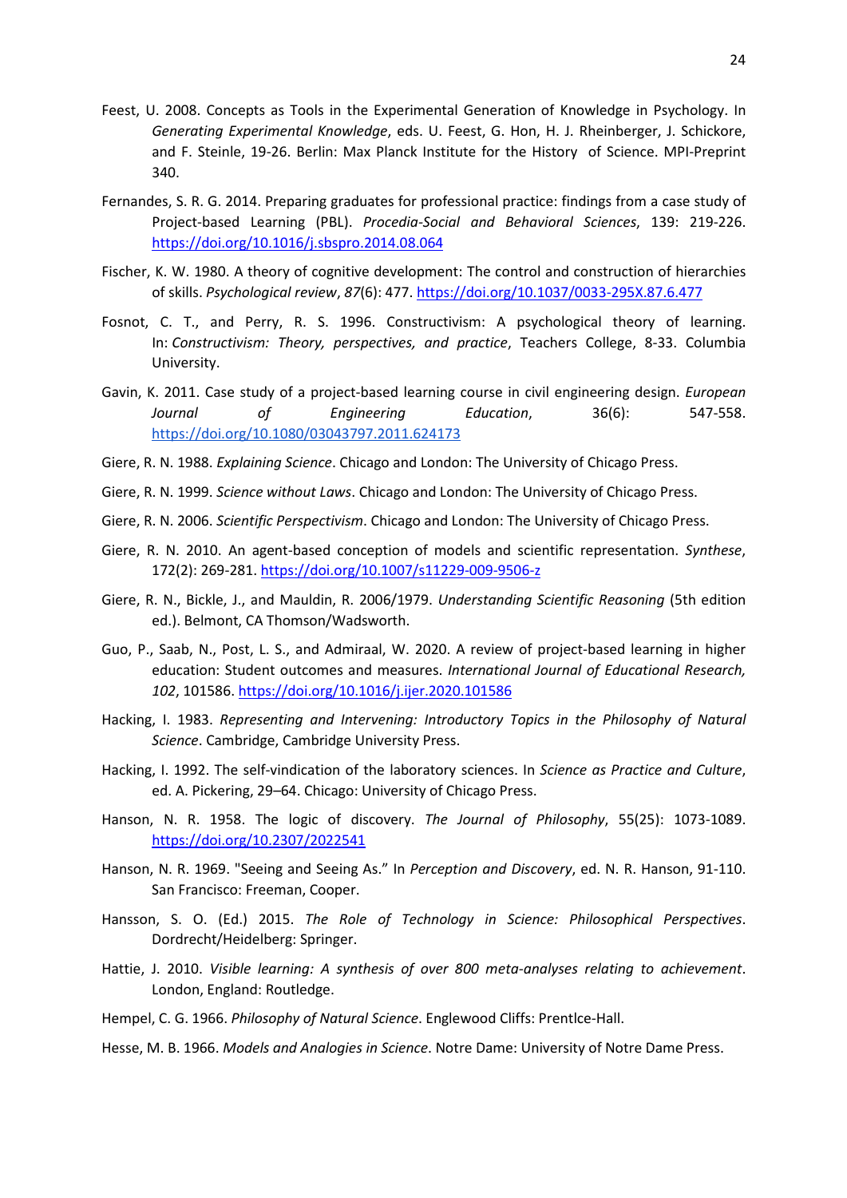Feest, U. 2008. Concepts as Tools in the Experimental Generation of Knowledge in Psychology. In *Generating Experimental Knowledge*, eds. U. Feest, G. Hon, H. J. Rheinberger, J. Schickore, and F. Steinle, 19-26. Berlin: Max Planck Institute for the History of Science. MPI-Preprint 340.

Fernandes, S. R. G. 2014. Preparing graduates for professional practice: findings from a case study of Project-based Learning (PBL). *Procedia-Social and Behavioral Sciences*, 139: 219-226. https://doi.org/10.1016/j.sbspro.2014.08.064

Fischer, K. W. 1980. A theory of cognitive development: The control and construction of hierarchies of skills. *Psychological review*, *87*(6): 477. https://doi.org/10.1037/0033-295X.87.6.477

Fosnot, C. T., and Perry, R. S. 1996. Constructivism: A psychological theory of learning. In: *Constructivism: Theory, perspectives, and practice*, Teachers College, 8-33. Columbia University.

Gavin, K. 2011. Case study of a project-based learning course in civil engineering design. *European Journal of Engineering Education*, 36(6): 547-558. https://doi.org/10.1080/03043797.2011.624173

Giere, R. N. 1988. *Explaining Science*. Chicago and London: The University of Chicago Press.

Giere, R. N. 1999. *Science without Laws*. Chicago and London: The University of Chicago Press.

Giere, R. N. 2006. *Scientific Perspectivism*. Chicago and London: The University of Chicago Press.

Giere, R. N. 2010. An agent-based conception of models and scientific representation. *Synthese*, 172(2): 269-281. https://doi.org/10.1007/s11229-009-9506-z

Giere, R. N., Bickle, J., and Mauldin, R. 2006/1979. *Understanding Scientific Reasoning* (5th edition ed.). Belmont, CA Thomson/Wadsworth.

Guo, P., Saab, N., Post, L. S., and Admiraal, W. 2020. A review of project-based learning in higher education: Student outcomes and measures. *International Journal of Educational Research, 102*, 101586. https://doi.org/10.1016/j.ijer.2020.101586

Hacking, I. 1983. *Representing and Intervening: Introductory Topics in the Philosophy of Natural Science*. Cambridge, Cambridge University Press.

Hacking, I. 1992. The self-vindication of the laboratory sciences. In *Science as Practice and Culture*, ed. A. Pickering, 29–64. Chicago: University of Chicago Press.

Hanson, N. R. 1958. The logic of discovery. *The Journal of Philosophy*, 55(25): 1073-1089. https://doi.org/10.2307/2022541

Hanson, N. R. 1969. "Seeing and Seeing As." In *Perception and Discovery*, ed. N. R. Hanson, 91-110. San Francisco: Freeman, Cooper.

Hansson, S. O. (Ed.) 2015. *The Role of Technology in Science: Philosophical Perspectives*. Dordrecht/Heidelberg: Springer.

Hattie, J. 2010. *Visible learning: A synthesis of over 800 meta-analyses relating to achievement*. London, England: Routledge.

Hempel, C. G. 1966. *Philosophy of Natural Science*. Englewood Cliffs: Prentlce-Hall.

Hesse, M. B. 1966. *Models and Analogies in Science*. Notre Dame: University of Notre Dame Press.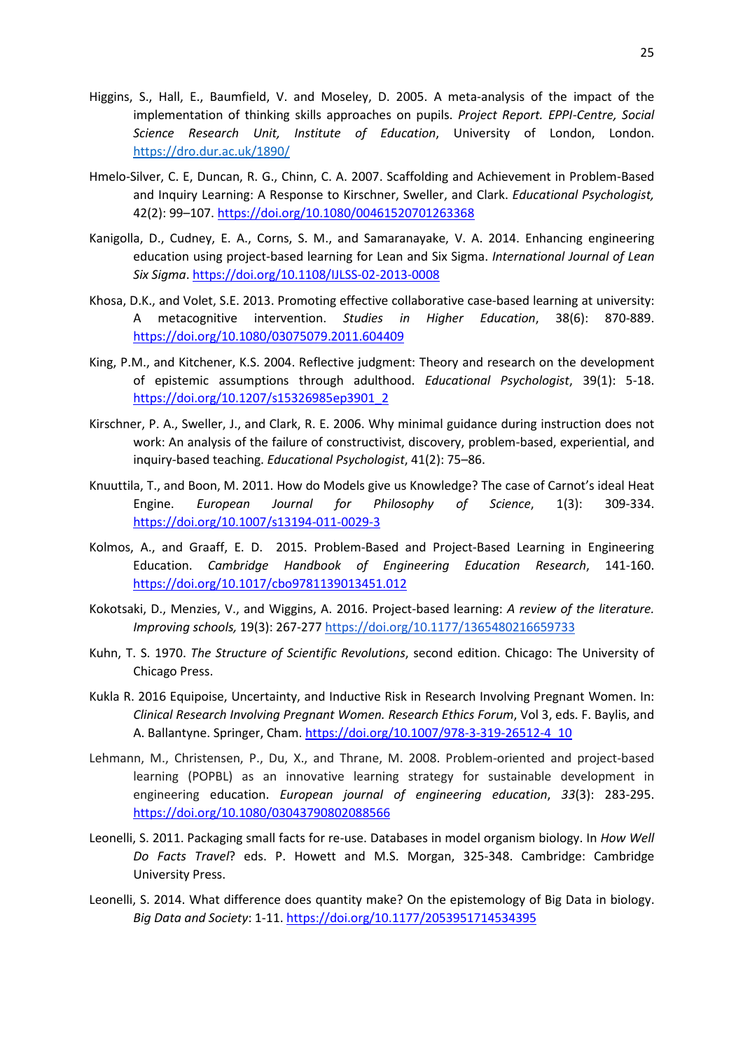Higgins, S., Hall, E., Baumfield, V. and Moseley, D. 2005. A meta-analysis of the impact of the implementation of thinking skills approaches on pupils. *Project Report. EPPI-Centre, Social Science Research Unit, Institute of Education*, University of London, London. https://dro.dur.ac.uk/1890/

Hmelo-Silver, C. E, Duncan, R. G., Chinn, C. A. 2007. Scaffolding and Achievement in Problem-Based and Inquiry Learning: A Response to Kirschner, Sweller, and Clark. *Educational Psychologist,* 42(2): 99–107. https://doi.org/10.1080/00461520701263368

Kanigolla, D., Cudney, E. A., Corns, S. M., and Samaranayake, V. A. 2014. Enhancing engineering education using project-based learning for Lean and Six Sigma. *International Journal of Lean Six Sigma*. https://doi.org/10.1108/IJLSS-02-2013-0008

Khosa, D.K., and Volet, S.E. 2013. Promoting effective collaborative case-based learning at university: A metacognitive intervention. *Studies in Higher Education*, 38(6): 870-889. https://doi.org/10.1080/03075079.2011.604409

King, P.M., and Kitchener, K.S. 2004. Reflective judgment: Theory and research on the development of epistemic assumptions through adulthood. *Educational Psychologist*, 39(1): 5-18. https://doi.org/10.1207/s15326985ep3901_2

Kirschner, P. A., Sweller, J., and Clark, R. E. 2006. Why minimal guidance during instruction does not work: An analysis of the failure of constructivist, discovery, problem-based, experiential, and inquiry-based teaching. *Educational Psychologist*, 41(2): 75–86.

Knuuttila, T., and Boon, M. 2011. How do Models give us Knowledge? The case of Carnot's ideal Heat Engine. *European Journal for Philosophy of Science*, 1(3): 309-334. https://doi.org/10.1007/s13194-011-0029-3

Kolmos, A., and Graaff, E. D. 2015. Problem-Based and Project-Based Learning in Engineering Education. *Cambridge Handbook of Engineering Education Research*, 141-160. https://doi.org/10.1017/cbo9781139013451.012

Kokotsaki, D., Menzies, V., and Wiggins, A. 2016. Project-based learning: *A review of the literature. Improving schools,* 19(3): 267-277 https://doi.org/10.1177/1365480216659733

Kuhn, T. S. 1970. *The Structure of Scientific Revolutions*, second edition. Chicago: The University of Chicago Press.

Kukla R. 2016 Equipoise, Uncertainty, and Inductive Risk in Research Involving Pregnant Women. In: *Clinical Research Involving Pregnant Women. Research Ethics Forum*, Vol 3, eds. F. Baylis, and A. Ballantyne. Springer, Cham. https://doi.org/10.1007/978-3-319-26512-4_10

Lehmann, M., Christensen, P., Du, X., and Thrane, M. 2008. Problem-oriented and project-based learning (POPBL) as an innovative learning strategy for sustainable development in engineering education. *European journal of engineering education*, *33*(3): 283-295. https://doi.org/10.1080/03043790802088566

Leonelli, S. 2011. Packaging small facts for re-use. Databases in model organism biology. In *How Well Do Facts Travel*? eds. P. Howett and M.S. Morgan, 325-348. Cambridge: Cambridge University Press.

Leonelli, S. 2014. What difference does quantity make? On the epistemology of Big Data in biology. *Big Data and Society*: 1-11. https://doi.org/10.1177/2053951714534395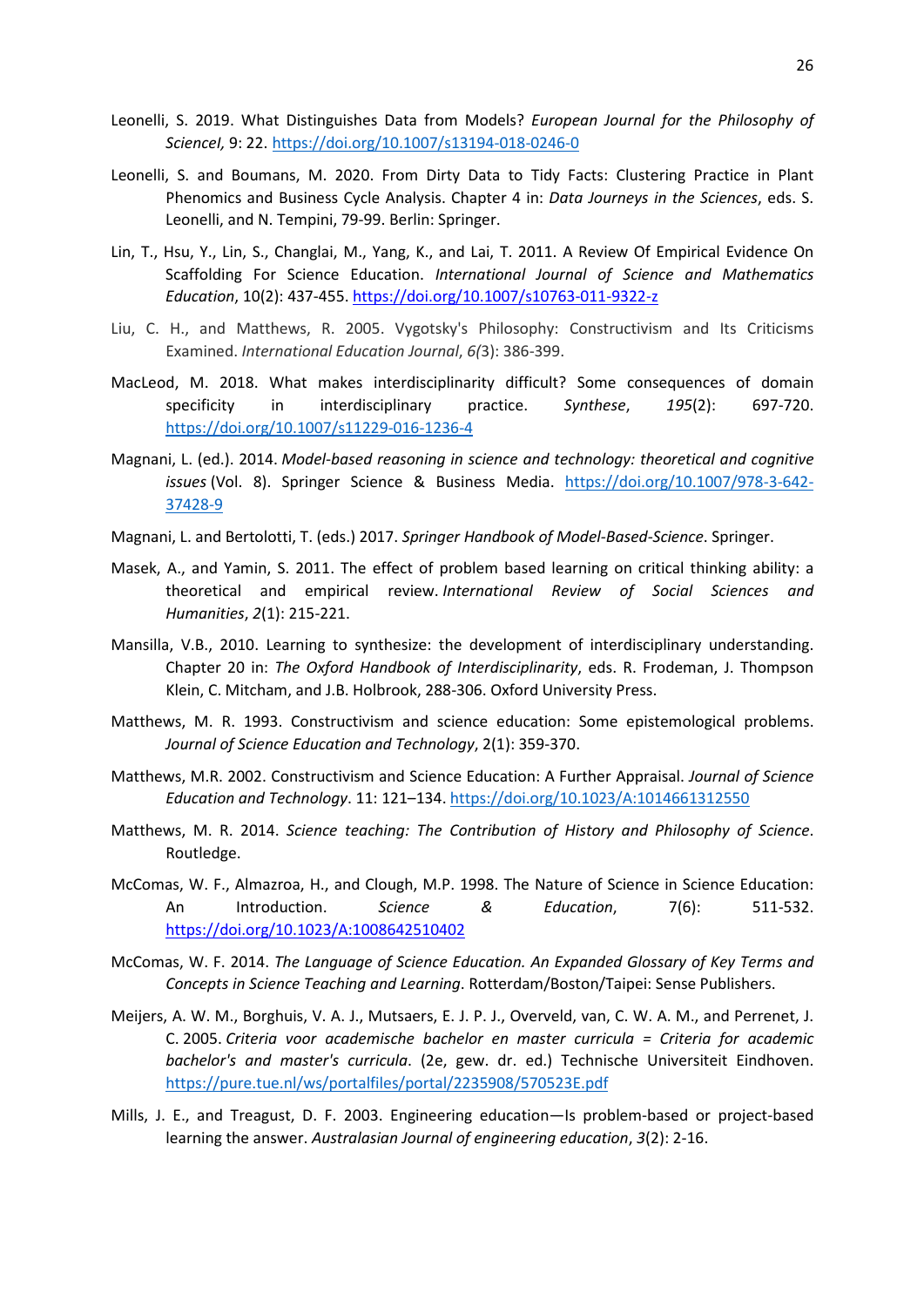Leonelli, S. 2019. What Distinguishes Data from Models? *European Journal for the Philosophy of ScienceI,* 9: 22. https://doi.org/10.1007/s13194-018-0246-0

Leonelli, S. and Boumans, M. 2020. From Dirty Data to Tidy Facts: Clustering Practice in Plant Phenomics and Business Cycle Analysis. Chapter 4 in: *Data Journeys in the Sciences*, eds. S. Leonelli, and N. Tempini, 79-99. Berlin: Springer.

Lin, T., Hsu, Y., Lin, S., Changlai, M., Yang, K., and Lai, T. 2011. A Review Of Empirical Evidence On Scaffolding For Science Education. *International Journal of Science and Mathematics Education*, 10(2): 437-455. https://doi.org/10.1007/s10763-011-9322-z

Liu, C. H., and Matthews, R. 2005. Vygotsky's Philosophy: Constructivism and Its Criticisms Examined. *International Education Journal*, *6(*3): 386-399.

MacLeod, M. 2018. What makes interdisciplinarity difficult? Some consequences of domain specificity in interdisciplinary practice. *Synthese*, *195*(2): 697-720. https://doi.org/10.1007/s11229-016-1236-4

Magnani, L. (ed.). 2014. *Model-based reasoning in science and technology: theoretical and cognitive issues* (Vol. 8). Springer Science & Business Media. https://doi.org/10.1007/978-3-642-37428-9

Magnani, L. and Bertolotti, T. (eds.) 2017. *Springer Handbook of Model-Based-Science*. Springer.

Masek, A., and Yamin, S. 2011. The effect of problem based learning on critical thinking ability: a theoretical and empirical review. *International Review of Social Sciences and Humanities*, *2*(1): 215-221.

Mansilla, V.B., 2010. Learning to synthesize: the development of interdisciplinary understanding. Chapter 20 in: *The Oxford Handbook of Interdisciplinarity*, eds. R. Frodeman, J. Thompson Klein, C. Mitcham, and J.B. Holbrook, 288-306. Oxford University Press.

Matthews, M. R. 1993. Constructivism and science education: Some epistemological problems. *Journal of Science Education and Technology*, 2(1): 359-370.

Matthews, M.R. 2002. Constructivism and Science Education: A Further Appraisal. *Journal of Science Education and Technology*. 11: 121–134. https://doi.org/10.1023/A:1014661312550

Matthews, M. R. 2014. *Science teaching: The Contribution of History and Philosophy of Science*. Routledge.

McComas, W. F., Almazroa, H., and Clough, M.P. 1998. The Nature of Science in Science Education: An Introduction. *Science & Education*, 7(6): 511-532. https://doi.org/10.1023/A:1008642510402

McComas, W. F. 2014. *The Language of Science Education. An Expanded Glossary of Key Terms and Concepts in Science Teaching and Learning*. Rotterdam/Boston/Taipei: Sense Publishers.

Meijers, A. W. M., Borghuis, V. A. J., Mutsaers, E. J. P. J., Overveld, van, C. W. A. M., and Perrenet, J. C. 2005. *Criteria voor academische bachelor en master curricula = Criteria for academic bachelor's and master's curricula*. (2e, gew. dr. ed.) Technische Universiteit Eindhoven. https://pure.tue.nl/ws/portalfiles/portal/2235908/570523E.pdf

Mills, J. E., and Treagust, D. F. 2003. Engineering education—Is problem-based or project-based learning the answer. *Australasian Journal of engineering education*, *3*(2): 2-16.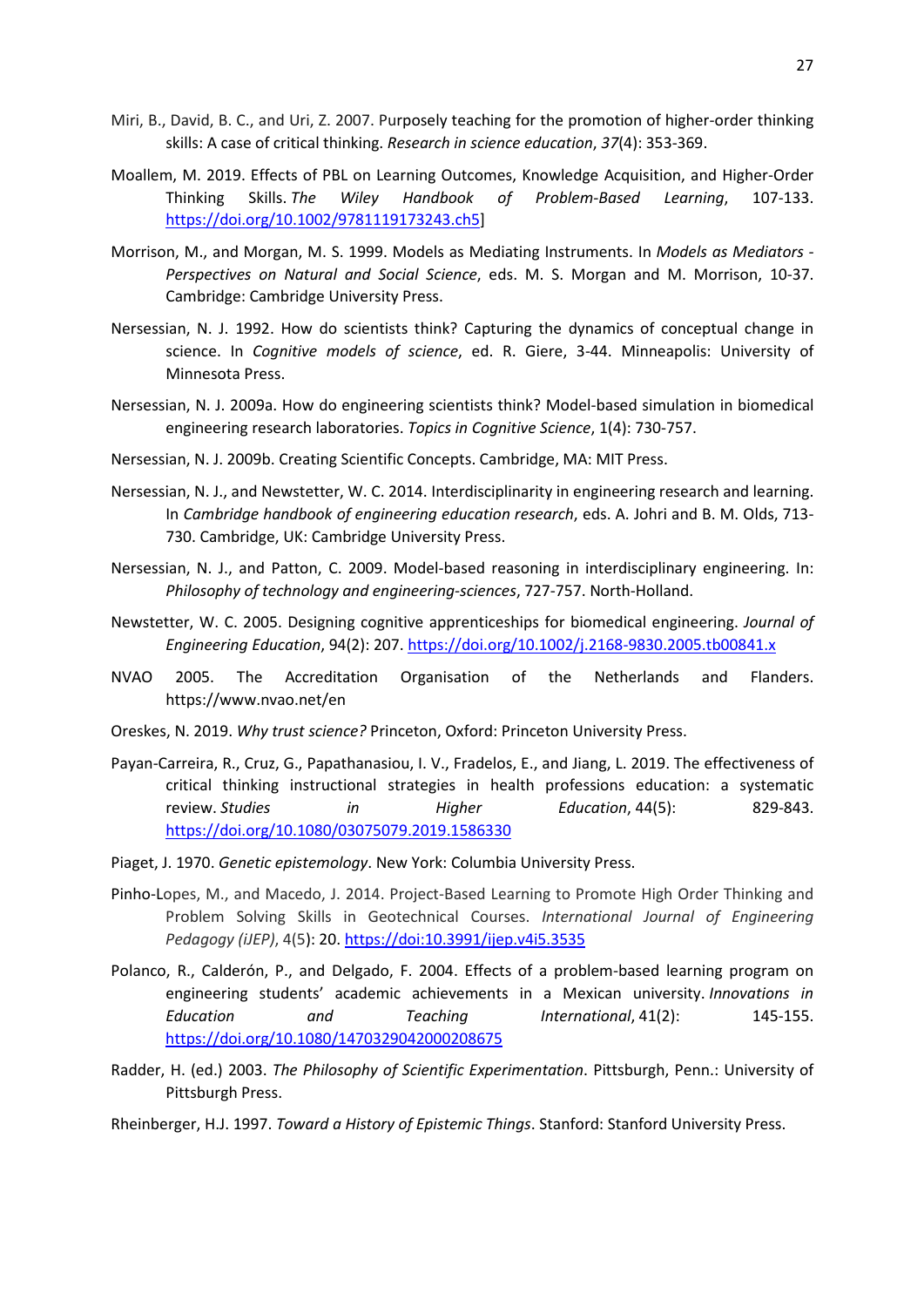Miri, B., David, B. C., and Uri, Z. 2007. Purposely teaching for the promotion of higher-order thinking skills: A case of critical thinking. *Research in science education*, *37*(4): 353-369.

Moallem, M. 2019. Effects of PBL on Learning Outcomes, Knowledge Acquisition, and Higher-Order Thinking Skills. *The Wiley Handbook of Problem-Based Learning*, 107-133. https://doi.org/10.1002/9781119173243.ch5]

Morrison, M., and Morgan, M. S. 1999. Models as Mediating Instruments. In *Models as Mediators - Perspectives on Natural and Social Science*, eds. M. S. Morgan and M. Morrison, 10-37. Cambridge: Cambridge University Press.

Nersessian, N. J. 1992. How do scientists think? Capturing the dynamics of conceptual change in science. In *Cognitive models of science*, ed. R. Giere, 3-44. Minneapolis: University of Minnesota Press.

Nersessian, N. J. 2009a. How do engineering scientists think? Model-based simulation in biomedical engineering research laboratories. *Topics in Cognitive Science*, 1(4): 730-757.

Nersessian, N. J. 2009b. Creating Scientific Concepts. Cambridge, MA: MIT Press.

Nersessian, N. J., and Newstetter, W. C. 2014. Interdisciplinarity in engineering research and learning. In *Cambridge handbook of engineering education research*, eds. A. Johri and B. M. Olds, 713-730. Cambridge, UK: Cambridge University Press.

Nersessian, N. J., and Patton, C. 2009. Model-based reasoning in interdisciplinary engineering. In: *Philosophy of technology and engineering-sciences*, 727-757. North-Holland.

Newstetter, W. C. 2005. Designing cognitive apprenticeships for biomedical engineering. *Journal of Engineering Education*, 94(2): 207. https://doi.org/10.1002/j.2168-9830.2005.tb00841.x

NVAO 2005. The Accreditation Organisation of the Netherlands and Flanders. https://www.nvao.net/en

Oreskes, N. 2019. *Why trust science?* Princeton, Oxford: Princeton University Press.

Payan-Carreira, R., Cruz, G., Papathanasiou, I. V., Fradelos, E., and Jiang, L. 2019. The effectiveness of critical thinking instructional strategies in health professions education: a systematic review. *Studies in Higher Education*, 44(5): 829-843. https://doi.org/10.1080/03075079.2019.1586330

Piaget, J. 1970. *Genetic epistemology*. New York: Columbia University Press.

Pinho-Lopes, M., and Macedo, J. 2014. Project-Based Learning to Promote High Order Thinking and Problem Solving Skills in Geotechnical Courses. *International Journal of Engineering Pedagogy (iJEP)*, 4(5): 20. https://doi:10.3991/ijep.v4i5.3535

Polanco, R., Calderón, P., and Delgado, F. 2004. Effects of a problem-based learning program on engineering students' academic achievements in a Mexican university. *Innovations in Education and Teaching International*, 41(2): 145-155. https://doi.org/10.1080/1470329042000208675

Radder, H. (ed.) 2003. *The Philosophy of Scientific Experimentation*. Pittsburgh, Penn.: University of Pittsburgh Press.

Rheinberger, H.J. 1997. *Toward a History of Epistemic Things*. Stanford: Stanford University Press.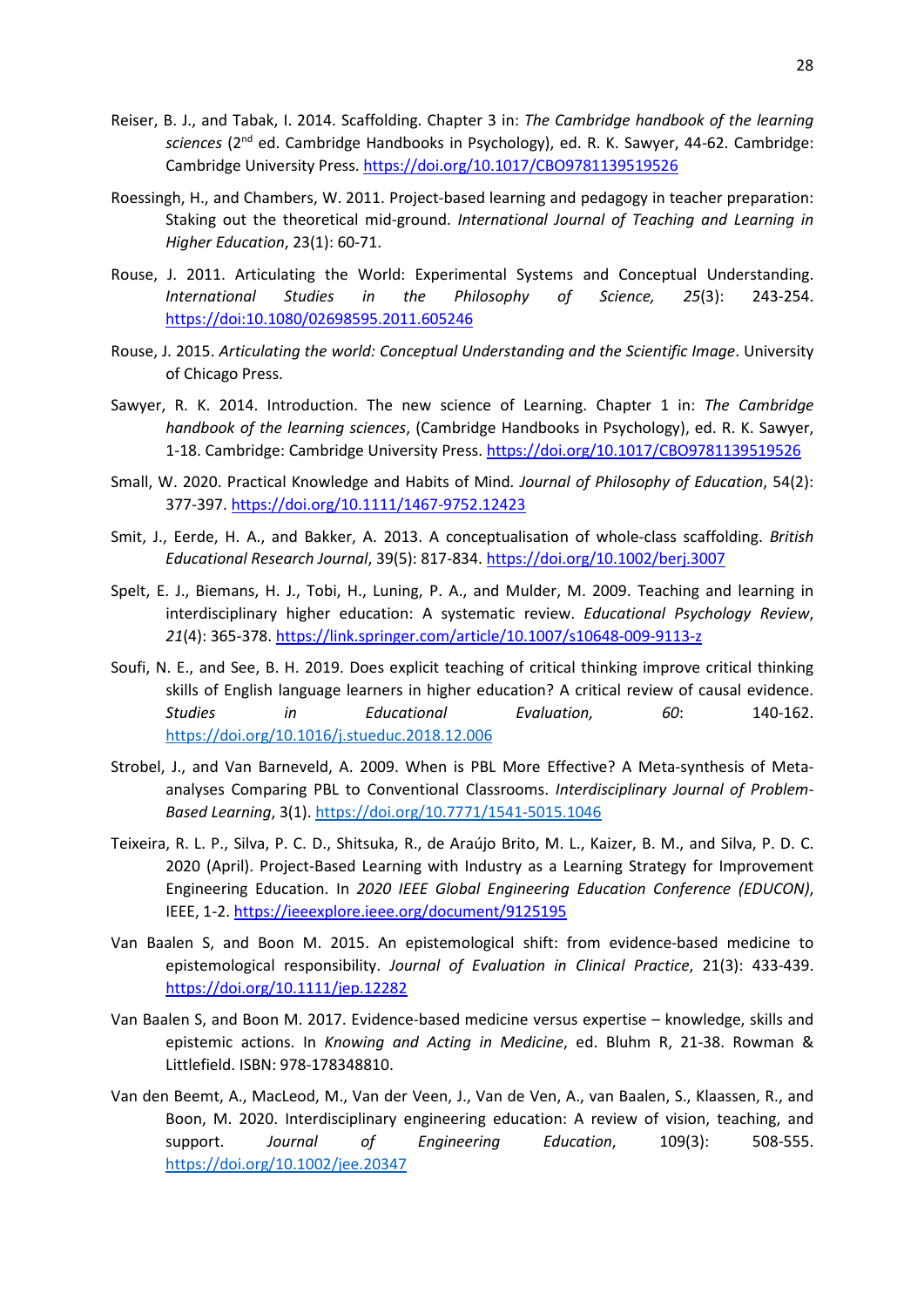Reiser, B. J., and Tabak, I. 2014. Scaffolding. Chapter 3 in: *The Cambridge handbook of the learning sciences* (2nd ed. Cambridge Handbooks in Psychology), ed. R. K. Sawyer, 44-62. Cambridge: Cambridge University Press. https://doi.org/10.1017/CBO9781139519526

Roessingh, H., and Chambers, W. 2011. Project-based learning and pedagogy in teacher preparation: Staking out the theoretical mid-ground. *International Journal of Teaching and Learning in Higher Education*, 23(1): 60-71.

Rouse, J. 2011. Articulating the World: Experimental Systems and Conceptual Understanding. *International Studies in the Philosophy of Science, 25*(3): 243-254. https://doi:10.1080/02698595.2011.605246

Rouse, J. 2015. *Articulating the world: Conceptual Understanding and the Scientific Image*. University of Chicago Press.

Sawyer, R. K. 2014. Introduction. The new science of Learning. Chapter 1 in: *The Cambridge handbook of the learning sciences*, (Cambridge Handbooks in Psychology), ed. R. K. Sawyer, 1-18. Cambridge: Cambridge University Press. https://doi.org/10.1017/CBO9781139519526

Small, W. 2020. Practical Knowledge and Habits of Mind. *Journal of Philosophy of Education*, 54(2): 377-397. https://doi.org/10.1111/1467-9752.12423

Smit, J., Eerde, H. A., and Bakker, A. 2013. A conceptualisation of whole-class scaffolding. *British Educational Research Journal*, 39(5): 817-834. https://doi.org/10.1002/berj.3007

Spelt, E. J., Biemans, H. J., Tobi, H., Luning, P. A., and Mulder, M. 2009. Teaching and learning in interdisciplinary higher education: A systematic review. *Educational Psychology Review*, *21*(4): 365-378. https://link.springer.com/article/10.1007/s10648-009-9113-z

Soufi, N. E., and See, B. H. 2019. Does explicit teaching of critical thinking improve critical thinking skills of English language learners in higher education? A critical review of causal evidence. *Studies in Educational Evaluation, 60*: 140-162. https://doi.org/10.1016/j.stueduc.2018.12.006

Strobel, J., and Van Barneveld, A. 2009. When is PBL More Effective? A Meta-synthesis of Meta-analyses Comparing PBL to Conventional Classrooms. *Interdisciplinary Journal of Problem-Based Learning*, 3(1). https://doi.org/10.7771/1541-5015.1046

Teixeira, R. L. P., Silva, P. C. D., Shitsuka, R., de Araújo Brito, M. L., Kaizer, B. M., and Silva, P. D. C. 2020 (April). Project-Based Learning with Industry as a Learning Strategy for Improvement Engineering Education. In *2020 IEEE Global Engineering Education Conference (EDUCON)*, IEEE, 1-2. https://ieeexplore.ieee.org/document/9125195

Van Baalen S, and Boon M. 2015. An epistemological shift: from evidence-based medicine to epistemological responsibility. *Journal of Evaluation in Clinical Practice*, 21(3): 433-439. https://doi.org/10.1111/jep.12282

Van Baalen S, and Boon M. 2017. Evidence-based medicine versus expertise – knowledge, skills and epistemic actions. In *Knowing and Acting in Medicine*, ed. Bluhm R, 21-38. Rowman & Littlefield. ISBN: 978-178348810.

Van den Beemt, A., MacLeod, M., Van der Veen, J., Van de Ven, A., van Baalen, S., Klaassen, R., and Boon, M. 2020. Interdisciplinary engineering education: A review of vision, teaching, and support. *Journal of Engineering Education*, 109(3): 508-555. https://doi.org/10.1002/jee.20347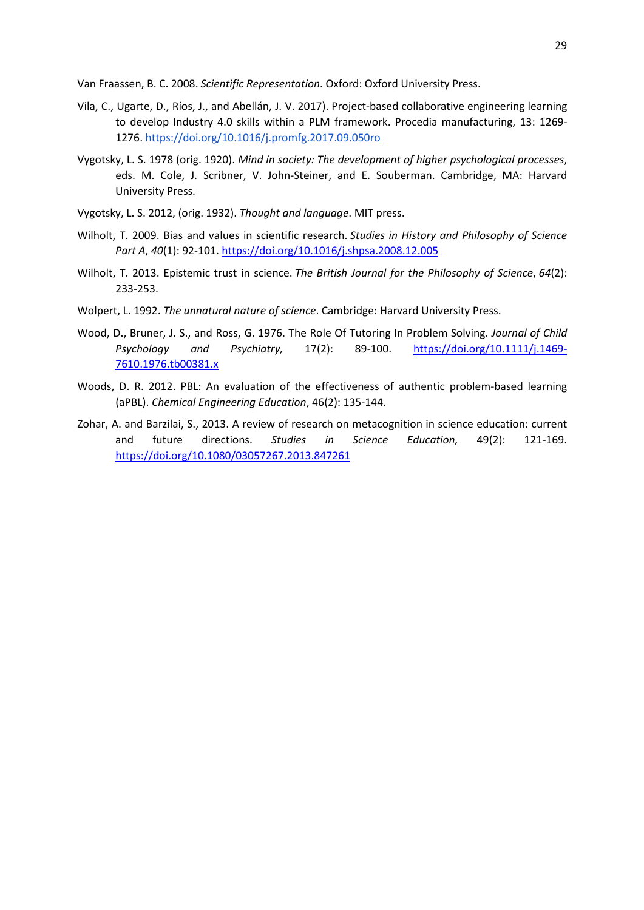Van Fraassen, B. C. 2008. *Scientific Representation*. Oxford: Oxford University Press.

Vila, C., Ugarte, D., Ríos, J., and Abellán, J. V. 2017). Project-based collaborative engineering learning to develop Industry 4.0 skills within a PLM framework. Procedia manufacturing, 13: 1269-1276. https://doi.org/10.1016/j.promfg.2017.09.050ro

Vygotsky, L. S. 1978 (orig. 1920). *Mind in society: The development of higher psychological processes*, eds. M. Cole, J. Scribner, V. John-Steiner, and E. Souberman. Cambridge, MA: Harvard University Press.

Vygotsky, L. S. 2012, (orig. 1932). *Thought and language*. MIT press.

Wilholt, T. 2009. Bias and values in scientific research. *Studies in History and Philosophy of Science Part A*, *40*(1): 92-101. https://doi.org/10.1016/j.shpsa.2008.12.005

Wilholt, T. 2013. Epistemic trust in science. *The British Journal for the Philosophy of Science*, *64*(2): 233-253.

Wolpert, L. 1992. *The unnatural nature of science*. Cambridge: Harvard University Press.

Wood, D., Bruner, J. S., and Ross, G. 1976. The Role Of Tutoring In Problem Solving. *Journal of Child Psychology and Psychiatry,* 17(2): 89-100. https://doi.org/10.1111/j.1469-7610.1976.tb00381.x

Woods, D. R. 2012. PBL: An evaluation of the effectiveness of authentic problem-based learning (aPBL). *Chemical Engineering Education*, 46(2): 135-144.

Zohar, A. and Barzilai, S., 2013. A review of research on metacognition in science education: current and future directions. *Studies in Science Education,* 49(2): 121-169. https://doi.org/10.1080/03057267.2013.847261